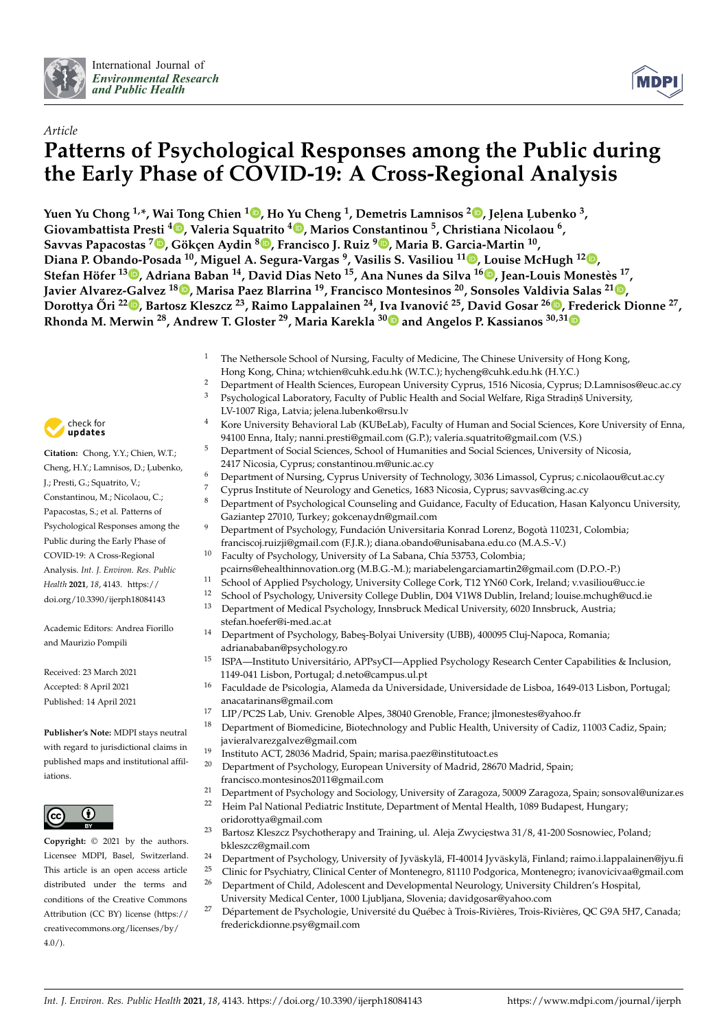International Journal of *Environmental Research and Public Health*

*Article*

# Patterns of Psychological Responses among the Public during the Early Phase of COVID-19: A Cross-Regional Analysis

**Yuen Yu Chong [1,*], Wai Tong Chien [1], Ho Yu Cheng [1], Demetris Lamnisos [2], Jeļena Ļubenko [3], Giovambattista Presti [4], Valeria Squatrito [4], Marios Constantinou [5], Christiana Nicolaou [6], Savvas Papacostas [7], Gökçen Aydin [8], Francisco J. Ruiz [9], Maria B. Garcia-Martin [10], Diana P. Obando-Posada [10], Miguel A. Segura-Vargas [9], Vasilis S. Vasiliou [11], Louise McHugh [12], Stefan Höfer [13], Adriana Baban [14], David Dias Neto [15], Ana Nunes da Silva [16], Jean-Louis Monestès [17], Javier Alvarez-Galvez [18], Marisa Paez Blarrina [19], Francisco Montesinos [20], Sonsoles Valdivia Salas [21], Dorottya Őri [22], Bartosz Kleszcz [23], Raimo Lappalainen [24], Iva Ivanović [25], David Gosar [26], Frederick Dionne [27], Rhonda M. Merwin [28], Andrew T. Gloster [29], Maria Karekla [30] and Angelos P. Kassianos [30,31]**

1 The Nethersole School of Nursing, Faculty of Medicine, The Chinese University of Hong Kong, Hong Kong, China; wtchien@cuhk.edu.hk (W.T.C.); hycheng@cuhk.edu.hk (H.Y.C.)
2 Department of Health Sciences, European University Cyprus, 1516 Nicosia, Cyprus; D.Lamnisos@euc.ac.cy
3 Psychological Laboratory, Faculty of Public Health and Social Welfare, Riga Stradiņš University, LV-1007 Riga, Latvia; jelena.lubenko@rsu.lv
4 Kore University Behavioral Lab (KUBeLab), Faculty of Human and Social Sciences, Kore University of Enna, 94100 Enna, Italy; nanni.presti@gmail.com (G.P.); valeria.squatrito@gmail.com (V.S.)
5 Department of Social Sciences, School of Humanities and Social Sciences, University of Nicosia, 2417 Nicosia, Cyprus; constantinou.m@unic.ac.cy
6 Department of Nursing, Cyprus University of Technology, 3036 Limassol, Cyprus; c.nicolaou@cut.ac.cy
7 Cyprus Institute of Neurology and Genetics, 1683 Nicosia, Cyprus; savvas@cing.ac.cy
8 Department of Psychological Counseling and Guidance, Faculty of Education, Hasan Kalyoncu University, Gaziantep 27010, Turkey; gokcenaydn@gmail.com
9 Department of Psychology, Fundación Universitaria Konrad Lorenz, Bogotá 110231, Colombia; franciscoj.ruizj@gmail.com (F.J.R.); diana.obando@unisabana.edu.co (M.A.S.-V.)
10 Faculty of Psychology, University of La Sabana, Chía 53753, Colombia; pcairns@ehealthinnovation.org (M.B.G.-M.); mariabelengarciamartin2@gmail.com (D.P.O.-P.)
11 School of Applied Psychology, University College Cork, T12 YN60 Cork, Ireland; v.vasiliou@ucc.ie
12 School of Psychology, University College Dublin, D04 V1W8 Dublin, Ireland; louise.mchugh@ucd.ie
13 Department of Medical Psychology, Innsbruck Medical University, 6020 Innsbruck, Austria; stefan.hoefer@i-med.ac.at
14 Department of Psychology, Babeș-Bolyai University (UBB), 400095 Cluj-Napoca, Romania; adrianababan@psychology.ro
15 ISPA—Instituto Universitário, APPsyCI—Applied Psychology Research Center Capabilities & Inclusion, 1149-041 Lisbon, Portugal; d.neto@campus.ul.pt
16 Faculdade de Psicologia, Alameda da Universidade, Universidade de Lisboa, 1649-013 Lisbon, Portugal; anacatarinans@gmail.com
17 LIP/PC2S Lab, Univ. Grenoble Alpes, 38040 Grenoble, France; jlmonestes@yahoo.fr
18 Department of Biomedicine, Biotechnology and Public Health, University of Cadiz, 11003 Cadiz, Spain; javieralvarezgalvez@gmail.com
19 Instituto ACT, 28036 Madrid, Spain; marisa.paez@institutoact.es
20 Department of Psychology, European University of Madrid, 28670 Madrid, Spain; francisco.montesinos2011@gmail.com
21 Department of Psychology and Sociology, University of Zaragoza, 50009 Zaragoza, Spain; sonsoval@unizar.es
22 Heim Pal National Pediatric Institute, Department of Mental Health, 1089 Budapest, Hungary; oridorottya@gmail.com
23 Bartosz Kleszcz Psychotherapy and Training, ul. Aleja Zwycięstwa 31/8, 41-200 Sosnowiec, Poland; bkleszcz@gmail.com
24 Department of Psychology, University of Jyväskylä, FI-40014 Jyväskylä, Finland; raimo.i.lappalainen@jyu.fi
25 Clinic for Psychiatry, Clinical Center of Montenegro, 81110 Podgorica, Montenegro; ivanovicivaa@gmail.com
26 Department of Child, Adolescent and Developmental Neurology, University Children's Hospital, University Medical Center, 1000 Ljubljana, Slovenia; davidgosar@yahoo.com
27 Département de Psychologie, Université du Québec à Trois-Rivières, Trois-Rivières, QC G9A 5H7, Canada; frederickdionne.psy@gmail.com

**Citation:** Chong, Y.Y.; Chien, W.T.; Cheng, H.Y.; Lamnisos, D.; Ļubenko, J.; Presti, G.; Squatrito, V.; Constantinou, M.; Nicolaou, C.; Papacostas, S.; et al. Patterns of Psychological Responses among the Public during the Early Phase of COVID-19: A Cross-Regional Analysis. *Int. J. Environ. Res. Public Health* **2021**, *18*, 4143. https://doi.org/10.3390/ijerph18084143

Academic Editors: Andrea Fiorillo and Maurizio Pompili

Received: 23 March 2021
Accepted: 8 April 2021
Published: 14 April 2021

**Publisher's Note:** MDPI stays neutral with regard to jurisdictional claims in published maps and institutional affiliations.

**Copyright:** © 2021 by the authors. Licensee MDPI, Basel, Switzerland. This article is an open access article distributed under the terms and conditions of the Creative Commons Attribution (CC BY) license (https://creativecommons.org/licenses/by/4.0/).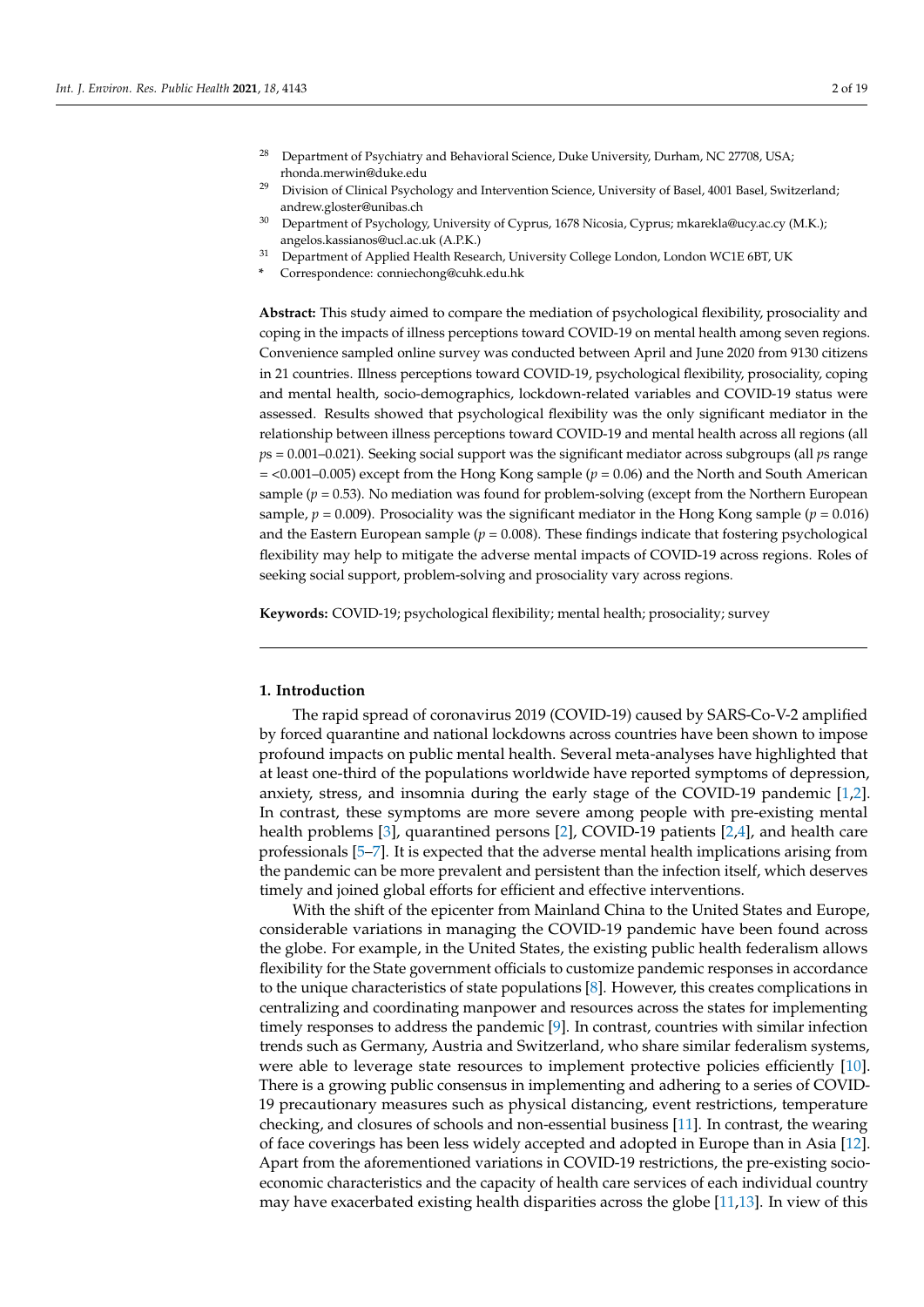[28] Department of Psychiatry and Behavioral Science, Duke University, Durham, NC 27708, USA; rhonda.merwin@duke.edu

[29] Division of Clinical Psychology and Intervention Science, University of Basel, 4001 Basel, Switzerland; andrew.gloster@unibas.ch

[30] Department of Psychology, University of Cyprus, 1678 Nicosia, Cyprus; mkarekla@ucy.ac.cy (M.K.); angelos.kassianos@ucl.ac.uk (A.P.K.)

[31] Department of Applied Health Research, University College London, London WC1E 6BT, UK

* Correspondence: conniechong@cuhk.edu.hk

**Abstract:** This study aimed to compare the mediation of psychological flexibility, prosociality and coping in the impacts of illness perceptions toward COVID-19 on mental health among seven regions. Convenience sampled online survey was conducted between April and June 2020 from 9130 citizens in 21 countries. Illness perceptions toward COVID-19, psychological flexibility, prosociality, coping and mental health, socio-demographics, lockdown-related variables and COVID-19 status were assessed. Results showed that psychological flexibility was the only significant mediator in the relationship between illness perceptions toward COVID-19 and mental health across all regions (all $p$s = 0.001–0.021). Seeking social support was the significant mediator across subgroups (all $p$s range = <0.001–0.005) except from the Hong Kong sample ($p = 0.06$) and the North and South American sample ($p = 0.53$). No mediation was found for problem-solving (except from the Northern European sample, $p = 0.009$). Prosociality was the significant mediator in the Hong Kong sample ($p = 0.016$) and the Eastern European sample ($p = 0.008$). These findings indicate that fostering psychological flexibility may help to mitigate the adverse mental impacts of COVID-19 across regions. Roles of seeking social support, problem-solving and prosociality vary across regions.

**Keywords:** COVID-19; psychological flexibility; mental health; prosociality; survey

## 1. Introduction

The rapid spread of coronavirus 2019 (COVID-19) caused by SARS-Co-V-2 amplified by forced quarantine and national lockdowns across countries have been shown to impose profound impacts on public mental health. Several meta-analyses have highlighted that at least one-third of the populations worldwide have reported symptoms of depression, anxiety, stress, and insomnia during the early stage of the COVID-19 pandemic [1,2]. In contrast, these symptoms are more severe among people with pre-existing mental health problems [3], quarantined persons [2], COVID-19 patients [2,4], and health care professionals [5–7]. It is expected that the adverse mental health implications arising from the pandemic can be more prevalent and persistent than the infection itself, which deserves timely and joined global efforts for efficient and effective interventions.

With the shift of the epicenter from Mainland China to the United States and Europe, considerable variations in managing the COVID-19 pandemic have been found across the globe. For example, in the United States, the existing public health federalism allows flexibility for the State government officials to customize pandemic responses in accordance to the unique characteristics of state populations [8]. However, this creates complications in centralizing and coordinating manpower and resources across the states for implementing timely responses to address the pandemic [9]. In contrast, countries with similar infection trends such as Germany, Austria and Switzerland, who share similar federalism systems, were able to leverage state resources to implement protective policies efficiently [10]. There is a growing public consensus in implementing and adhering to a series of COVID-19 precautionary measures such as physical distancing, event restrictions, temperature checking, and closures of schools and non-essential business [11]. In contrast, the wearing of face coverings has been less widely accepted and adopted in Europe than in Asia [12]. Apart from the aforementioned variations in COVID-19 restrictions, the pre-existing socio-economic characteristics and the capacity of health care services of each individual country may have exacerbated existing health disparities across the globe [11,13]. In view of this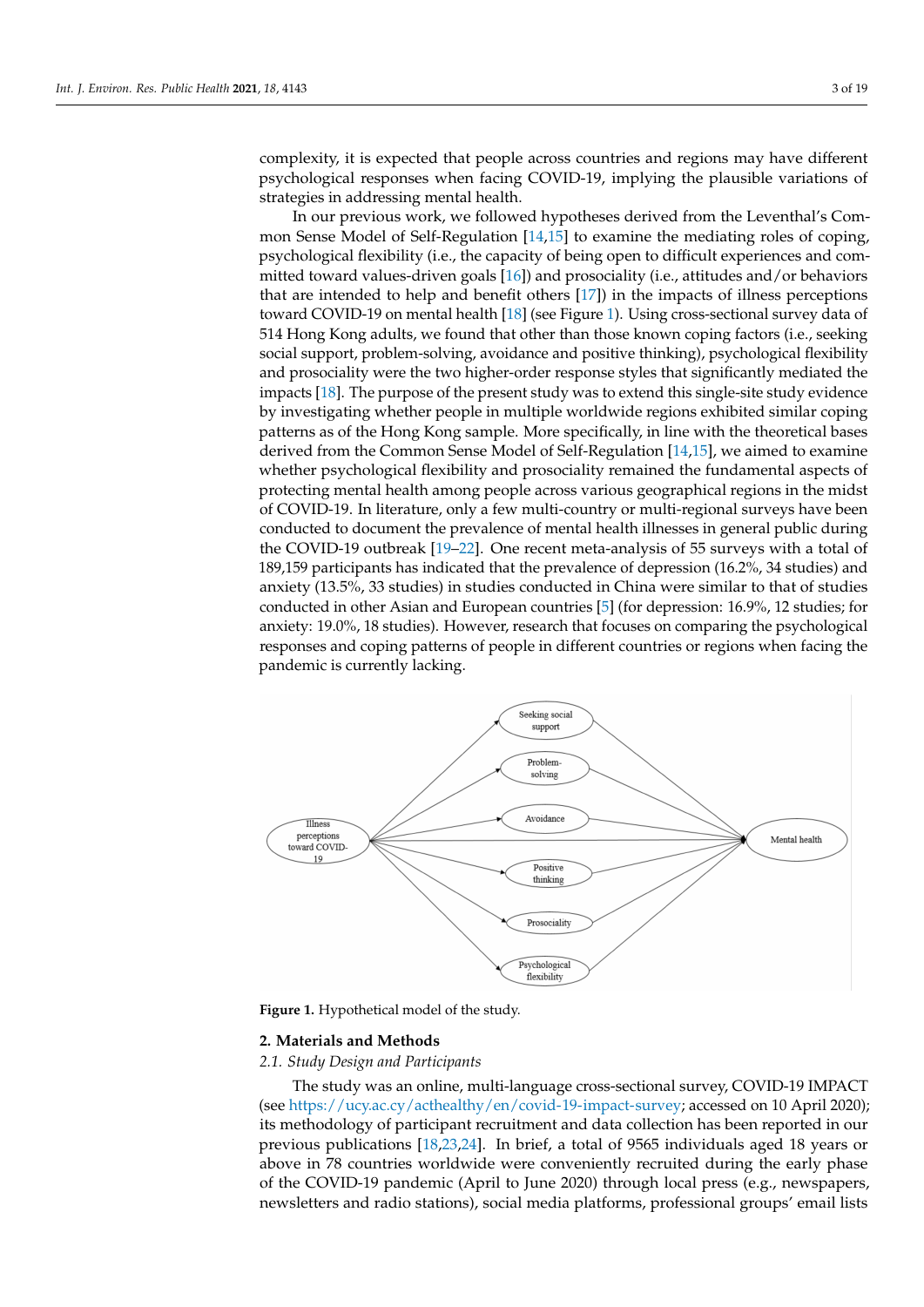complexity, it is expected that people across countries and regions may have different psychological responses when facing COVID-19, implying the plausible variations of strategies in addressing mental health.

In our previous work, we followed hypotheses derived from the Leventhal's Common Sense Model of Self-Regulation [14,15] to examine the mediating roles of coping, psychological flexibility (i.e., the capacity of being open to difficult experiences and committed toward values-driven goals [16]) and prosociality (i.e., attitudes and/or behaviors that are intended to help and benefit others [17]) in the impacts of illness perceptions toward COVID-19 on mental health [18] (see Figure 1). Using cross-sectional survey data of 514 Hong Kong adults, we found that other than those known coping factors (i.e., seeking social support, problem-solving, avoidance and positive thinking), psychological flexibility and prosociality were the two higher-order response styles that significantly mediated the impacts [18]. The purpose of the present study was to extend this single-site study evidence by investigating whether people in multiple worldwide regions exhibited similar coping patterns as of the Hong Kong sample. More specifically, in line with the theoretical bases derived from the Common Sense Model of Self-Regulation [14,15], we aimed to examine whether psychological flexibility and prosociality remained the fundamental aspects of protecting mental health among people across various geographical regions in the midst of COVID-19. In literature, only a few multi-country or multi-regional surveys have been conducted to document the prevalence of mental health illnesses in general public during the COVID-19 outbreak [19–22]. One recent meta-analysis of 55 surveys with a total of 189,159 participants has indicated that the prevalence of depression (16.2%, 34 studies) and anxiety (13.5%, 33 studies) in studies conducted in China were similar to that of studies conducted in other Asian and European countries [5] (for depression: 16.9%, 12 studies; for anxiety: 19.0%, 18 studies). However, research that focuses on comparing the psychological responses and coping patterns of people in different countries or regions when facing the pandemic is currently lacking.

**Figure 1.** Hypothetical model of the study.

## 2. Materials and Methods

### *2.1. Study Design and Participants*

The study was an online, multi-language cross-sectional survey, COVID-19 IMPACT (see https://ucy.ac.cy/acthealthy/en/covid-19-impact-survey; accessed on 10 April 2020); its methodology of participant recruitment and data collection has been reported in our previous publications [18,23,24]. In brief, a total of 9565 individuals aged 18 years or above in 78 countries worldwide were conveniently recruited during the early phase of the COVID-19 pandemic (April to June 2020) through local press (e.g., newspapers, newsletters and radio stations), social media platforms, professional groups' email lists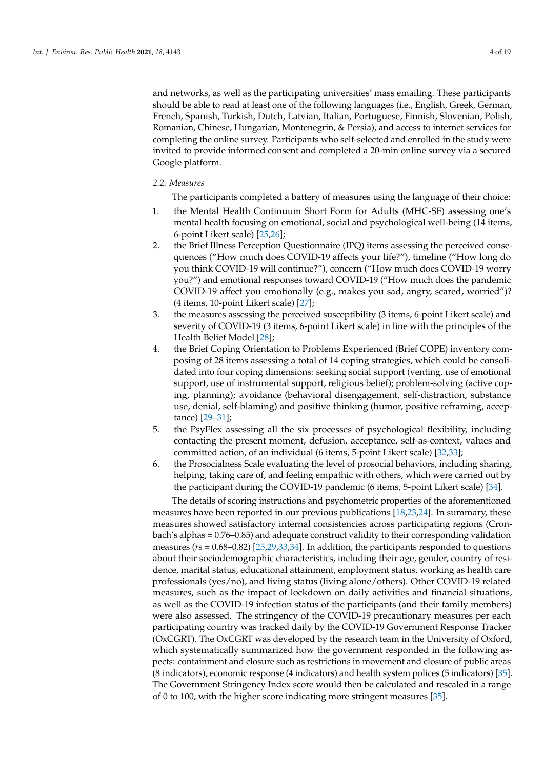and networks, as well as the participating universities' mass emailing. These participants should be able to read at least one of the following languages (i.e., English, Greek, German, French, Spanish, Turkish, Dutch, Latvian, Italian, Portuguese, Finnish, Slovenian, Polish, Romanian, Chinese, Hungarian, Montenegrin, & Persia), and access to internet services for completing the online survey. Participants who self-selected and enrolled in the study were invited to provide informed consent and completed a 20-min online survey via a secured Google platform.

### 2.2. Measures

The participants completed a battery of measures using the language of their choice:

1. the Mental Health Continuum Short Form for Adults (MHC-SF) assessing one's mental health focusing on emotional, social and psychological well-being (14 items, 6-point Likert scale) [25,26];
2. the Brief Illness Perception Questionnaire (IPQ) items assessing the perceived consequences ("How much does COVID-19 affects your life?"), timeline ("How long do you think COVID-19 will continue?"), concern ("How much does COVID-19 worry you?") and emotional responses toward COVID-19 ("How much does the pandemic COVID-19 affect you emotionally (e.g., makes you sad, angry, scared, worried")? (4 items, 10-point Likert scale) [27];
3. the measures assessing the perceived susceptibility (3 items, 6-point Likert scale) and severity of COVID-19 (3 items, 6-point Likert scale) in line with the principles of the Health Belief Model [28];
4. the Brief Coping Orientation to Problems Experienced (Brief COPE) inventory composing of 28 items assessing a total of 14 coping strategies, which could be consolidated into four coping dimensions: seeking social support (venting, use of emotional support, use of instrumental support, religious belief); problem-solving (active coping, planning); avoidance (behavioral disengagement, self-distraction, substance use, denial, self-blaming) and positive thinking (humor, positive reframing, acceptance) [29–31];
5. the PsyFlex assessing all the six processes of psychological flexibility, including contacting the present moment, defusion, acceptance, self-as-context, values and committed action, of an individual (6 items, 5-point Likert scale) [32,33];
6. the Prosocialness Scale evaluating the level of prosocial behaviors, including sharing, helping, taking care of, and feeling empathic with others, which were carried out by the participant during the COVID-19 pandemic (6 items, 5-point Likert scale) [34].

The details of scoring instructions and psychometric properties of the aforementioned measures have been reported in our previous publications [18,23,24]. In summary, these measures showed satisfactory internal consistencies across participating regions (Cronbach's alphas = 0.76–0.85) and adequate construct validity to their corresponding validation measures (*r*s = 0.68–0.82) [25,29,33,34]. In addition, the participants responded to questions about their sociodemographic characteristics, including their age, gender, country of residence, marital status, educational attainment, employment status, working as health care professionals (yes/no), and living status (living alone/others). Other COVID-19 related measures, such as the impact of lockdown on daily activities and financial situations, as well as the COVID-19 infection status of the participants (and their family members) were also assessed. The stringency of the COVID-19 precautionary measures per each participating country was tracked daily by the COVID-19 Government Response Tracker (OxCGRT). The OxCGRT was developed by the research team in the University of Oxford, which systematically summarized how the government responded in the following aspects: containment and closure such as restrictions in movement and closure of public areas (8 indicators), economic response (4 indicators) and health system polices (5 indicators) [35]. The Government Stringency Index score would then be calculated and rescaled in a range of 0 to 100, with the higher score indicating more stringent measures [35].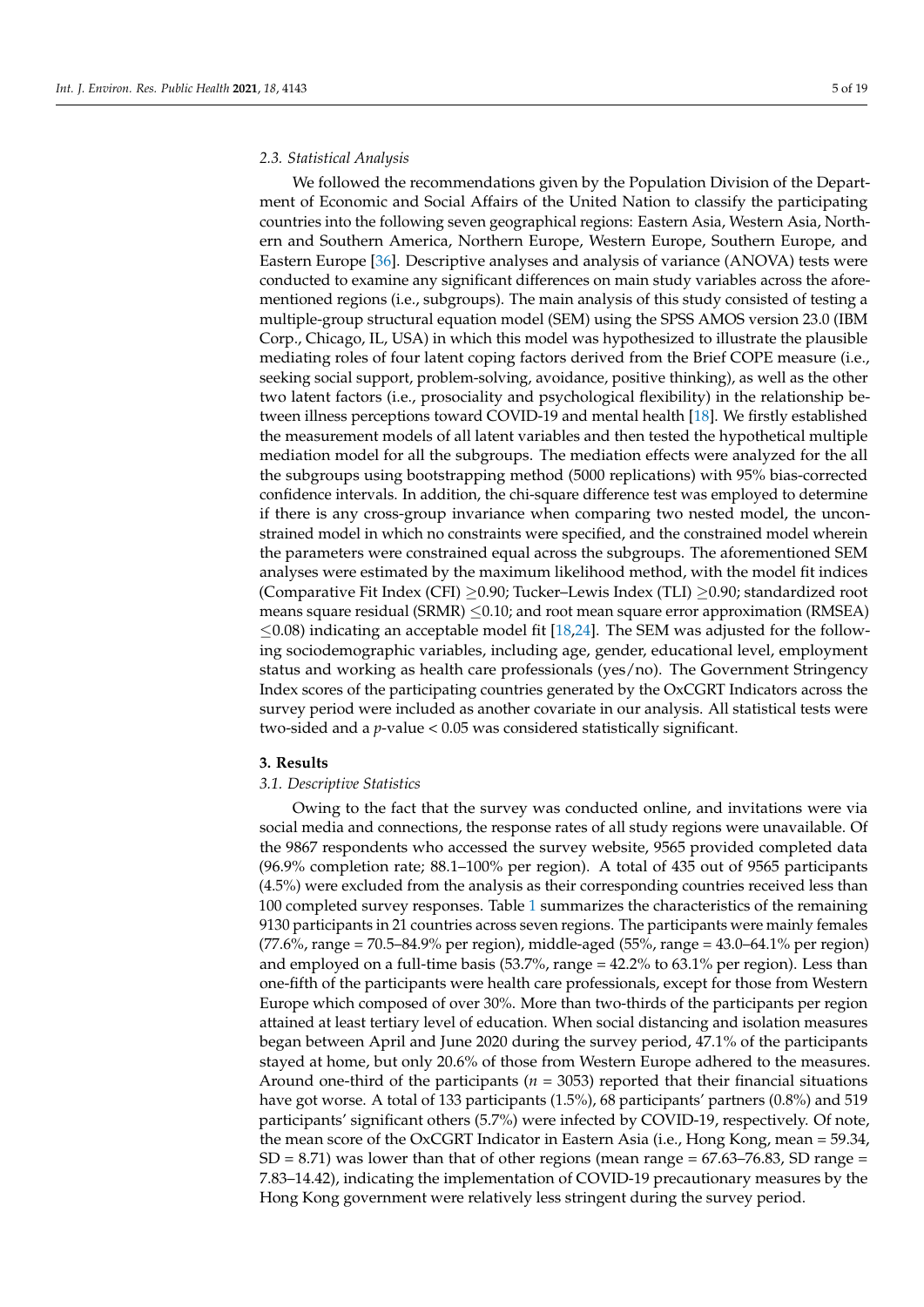### 2.3. Statistical Analysis

We followed the recommendations given by the Population Division of the Department of Economic and Social Affairs of the United Nation to classify the participating countries into the following seven geographical regions: Eastern Asia, Western Asia, Northern and Southern America, Northern Europe, Western Europe, Southern Europe, and Eastern Europe [36]. Descriptive analyses and analysis of variance (ANOVA) tests were conducted to examine any significant differences on main study variables across the aforementioned regions (i.e., subgroups). The main analysis of this study consisted of testing a multiple-group structural equation model (SEM) using the SPSS AMOS version 23.0 (IBM Corp., Chicago, IL, USA) in which this model was hypothesized to illustrate the plausible mediating roles of four latent coping factors derived from the Brief COPE measure (i.e., seeking social support, problem-solving, avoidance, positive thinking), as well as the other two latent factors (i.e., prosociality and psychological flexibility) in the relationship between illness perceptions toward COVID-19 and mental health [18]. We firstly established the measurement models of all latent variables and then tested the hypothetical multiple mediation model for all the subgroups. The mediation effects were analyzed for the all the subgroups using bootstrapping method (5000 replications) with 95% bias-corrected confidence intervals. In addition, the chi-square difference test was employed to determine if there is any cross-group invariance when comparing two nested model, the unconstrained model in which no constraints were specified, and the constrained model wherein the parameters were constrained equal across the subgroups. The aforementioned SEM analyses were estimated by the maximum likelihood method, with the model fit indices (Comparative Fit Index (CFI) $\geq$0.90; Tucker–Lewis Index (TLI) $\geq$0.90; standardized root means square residual (SRMR) $\leq$0.10; and root mean square error approximation (RMSEA) $\leq$0.08) indicating an acceptable model fit [18,24]. The SEM was adjusted for the following sociodemographic variables, including age, gender, educational level, employment status and working as health care professionals (yes/no). The Government Stringency Index scores of the participating countries generated by the OxCGRT Indicators across the survey period were included as another covariate in our analysis. All statistical tests were two-sided and a *p*-value < 0.05 was considered statistically significant.

## 3. Results

### 3.1. Descriptive Statistics

Owing to the fact that the survey was conducted online, and invitations were via social media and connections, the response rates of all study regions were unavailable. Of the 9867 respondents who accessed the survey website, 9565 provided completed data (96.9% completion rate; 88.1–100% per region). A total of 435 out of 9565 participants (4.5%) were excluded from the analysis as their corresponding countries received less than 100 completed survey responses. Table 1 summarizes the characteristics of the remaining 9130 participants in 21 countries across seven regions. The participants were mainly females (77.6%, range = 70.5–84.9% per region), middle-aged (55%, range = 43.0–64.1% per region) and employed on a full-time basis (53.7%, range = 42.2% to 63.1% per region). Less than one-fifth of the participants were health care professionals, except for those from Western Europe which composed of over 30%. More than two-thirds of the participants per region attained at least tertiary level of education. When social distancing and isolation measures began between April and June 2020 during the survey period, 47.1% of the participants stayed at home, but only 20.6% of those from Western Europe adhered to the measures. Around one-third of the participants ($n$ = 3053) reported that their financial situations have got worse. A total of 133 participants (1.5%), 68 participants' partners (0.8%) and 519 participants' significant others (5.7%) were infected by COVID-19, respectively. Of note, the mean score of the OxCGRT Indicator in Eastern Asia (i.e., Hong Kong, mean = 59.34, SD = 8.71) was lower than that of other regions (mean range = 67.63–76.83, SD range = 7.83–14.42), indicating the implementation of COVID-19 precautionary measures by the Hong Kong government were relatively less stringent during the survey period.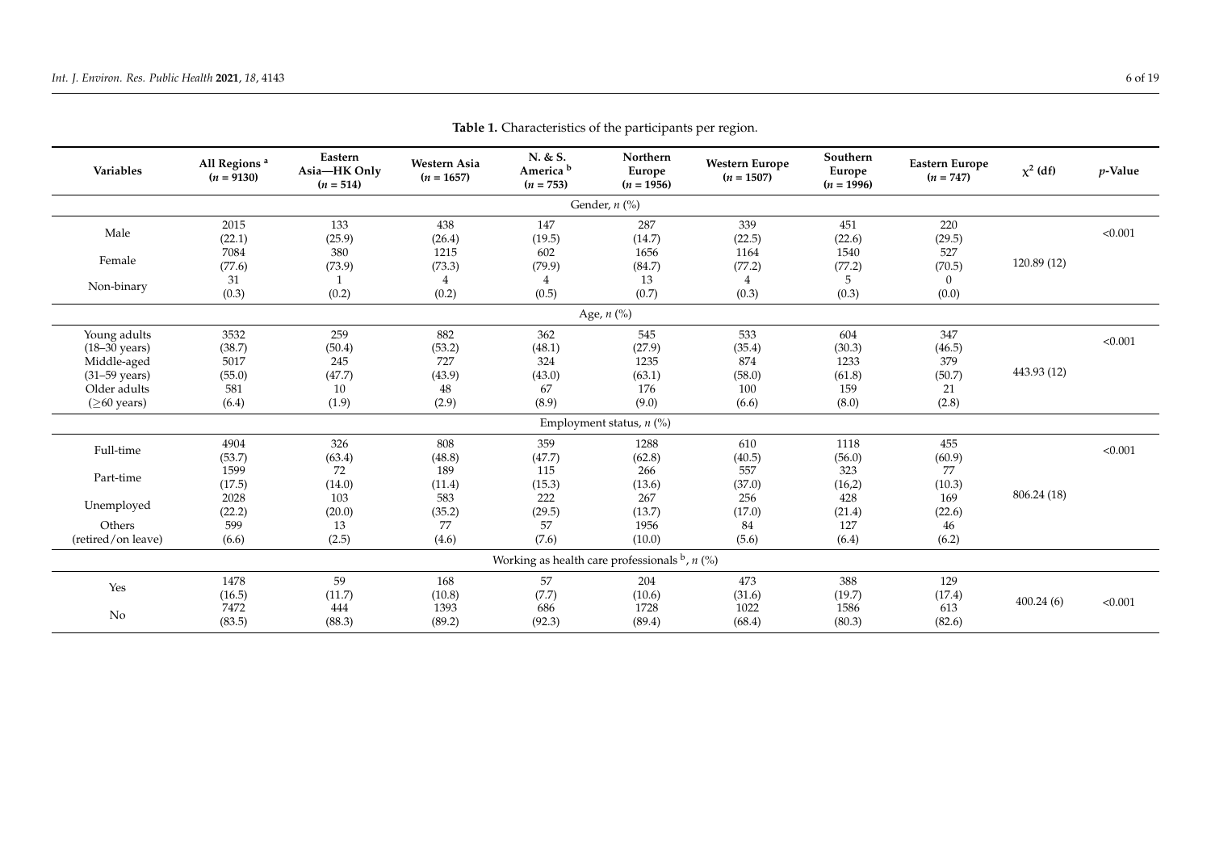**Table 1.** Characteristics of the participants per region.

| Variables | All Regions [a] (n = 9130) | Eastern Asia—HK Only (n = 514) | Western Asia (n = 1657) | N. & S. America [b] (n = 753) | Northern Europe (n = 1956) | Western Europe (n = 1507) | Southern Europe (n = 1996) | Eastern Europe (n = 747) | $\chi^2$ (df) | p-Value |
|---|---|---|---|---|---|---|---|---|---|---|
| Gender, n (%) | | | | | | | | | | |
| Male | 2015 (22.1) | 133 (25.9) | 438 (26.4) | 147 (19.5) | 287 (14.7) | 339 (22.5) | 451 (22.6) | 220 (29.5) | 120.89 (12) | <0.001 |
| Female | 7084 (77.6) | 380 (73.9) | 1215 (73.3) | 602 (79.9) | 1656 (84.7) | 1164 (77.2) | 1540 (77.2) | 527 (70.5) | | |
| Non-binary | 31 (0.3) | 1 (0.2) | 4 (0.2) | 4 (0.5) | 13 (0.7) | 4 (0.3) | 5 (0.3) | 0 (0.0) | | |
| Age, n (%) | | | | | | | | | | |
| Young adults (18–30 years) | 3532 (38.7) | 259 (50.4) | 882 (53.2) | 362 (48.1) | 545 (27.9) | 533 (35.4) | 604 (30.3) | 347 (46.5) | 443.93 (12) | <0.001 |
| Middle-aged (31–59 years) | 5017 (55.0) | 245 (47.7) | 727 (43.9) | 324 (43.0) | 1235 (63.1) | 874 (58.0) | 1233 (61.8) | 379 (50.7) | | |
| Older adults (≥60 years) | 581 (6.4) | 10 (1.9) | 48 (2.9) | 67 (8.9) | 176 (9.0) | 100 (6.6) | 159 (8.0) | 21 (2.8) | | |
| Employment status, n (%) | | | | | | | | | | |
| Full-time | 4904 (53.7) | 326 (63.4) | 808 (48.8) | 359 (47.7) | 1288 (62.8) | 610 (40.5) | 1118 (56.0) | 455 (60.9) | 806.24 (18) | <0.001 |
| Part-time | 1599 (17.5) | 72 (14.0) | 189 (11.4) | 115 (15.3) | 266 (13.6) | 557 (37.0) | 323 (16,2) | 77 (10.3) | | |
| Unemployed | 2028 (22.2) | 103 (20.0) | 583 (35.2) | 222 (29.5) | 267 (13.7) | 256 (17.0) | 428 (21.4) | 169 (22.6) | | |
| Others (retired/on leave) | 599 (6.6) | 13 (2.5) | 77 (4.6) | 57 (7.6) | 1956 (10.0) | 84 (5.6) | 127 (6.4) | 46 (6.2) | | |
| Working as health care professionals [b], n (%) | | | | | | | | | | |
| Yes | 1478 (16.5) | 59 (11.7) | 168 (10.8) | 57 (7.7) | 204 (10.6) | 473 (31.6) | 388 (19.7) | 129 (17.4) | 400.24 (6) | <0.001 |
| No | 7472 (83.5) | 444 (88.3) | 1393 (89.2) | 686 (92.3) | 1728 (89.4) | 1022 (68.4) | 1586 (80.3) | 613 (82.6) | | |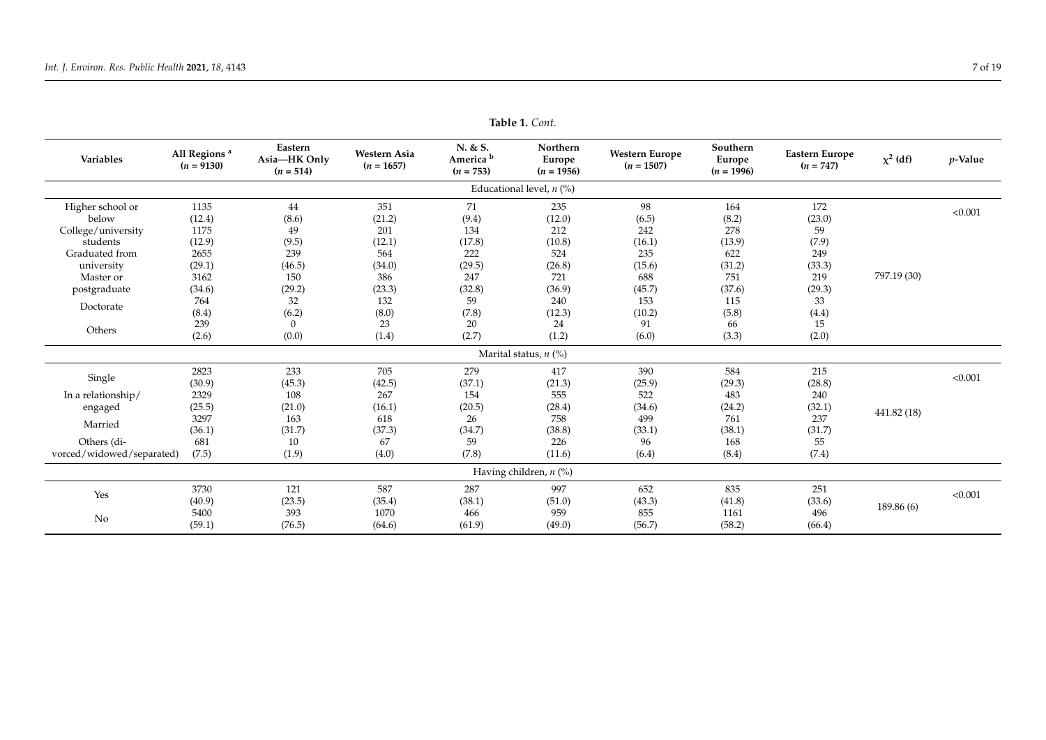**Table 1.** *Cont.*

| Variables | All Regions [a] (n = 9130) | Eastern Asia—HK Only (n = 514) | Western Asia (n = 1657) | N. & S. America [b] (n = 753) | Northern Europe (n = 1956) | Western Europe (n = 1507) | Southern Europe (n = 1996) | Eastern Europe (n = 747) | $\chi^2$ (df) | p-Value |
|---|---|---|---|---|---|---|---|---|---|---|
| **Educational level, n (%)** | | | | | | | | | | |
| Higher school or below | 1135 (12.4) | 44 (8.6) | 351 (21.2) | 71 (9.4) | 235 (12.0) | 98 (6.5) | 164 (8.2) | 172 (23.0) | 797.19 (30) | <0.001 |
| College/university students | 1175 (12.9) | 49 (9.5) | 201 (12.1) | 134 (17.8) | 212 (10.8) | 242 (16.1) | 278 (13.9) | 59 (7.9) | | |
| Graduated from university | 2655 (29.1) | 239 (46.5) | 564 (34.0) | 222 (29.5) | 524 (26.8) | 235 (15.6) | 622 (31.2) | 249 (33.3) | | |
| Master or postgraduate | 3162 (34.6) | 150 (29.2) | 386 (23.3) | 247 (32.8) | 721 (36.9) | 688 (45.7) | 751 (37.6) | 219 (29.3) | | |
| Doctorate | 764 (8.4) | 32 (6.2) | 132 (8.0) | 59 (7.8) | 240 (12.3) | 153 (10.2) | 115 (5.8) | 33 (4.4) | | |
| Others | 239 (2.6) | 0 (0.0) | 23 (1.4) | 20 (2.7) | 24 (1.2) | 91 (6.0) | 66 (3.3) | 15 (2.0) | | |
| **Marital status, n (%)** | | | | | | | | | | |
| Single | 2823 (30.9) | 233 (45.3) | 705 (42.5) | 279 (37.1) | 417 (21.3) | 390 (25.9) | 584 (29.3) | 215 (28.8) | 441.82 (18) | <0.001 |
| In a relationship/engaged | 2329 (25.5) | 108 (21.0) | 267 (16.1) | 154 (20.5) | 555 (28.4) | 522 (34.6) | 483 (24.2) | 240 (32.1) | | |
| Married | 3297 (36.1) | 163 (31.7) | 618 (37.3) | 26 (34.7) | 758 (38.8) | 499 (33.1) | 761 (38.1) | 237 (31.7) | | |
| Others (divorced/widowed/separated) | 681 (7.5) | 10 (1.9) | 67 (4.0) | 59 (7.8) | 226 (11.6) | 96 (6.4) | 168 (8.4) | 55 (7.4) | | |
| **Having children, n (%)** | | | | | | | | | | |
| Yes | 3730 (40.9) | 121 (23.5) | 587 (35.4) | 287 (38.1) | 997 (51.0) | 652 (43.3) | 835 (41.8) | 251 (33.6) | 189.86 (6) | <0.001 |
| No | 5400 (59.1) | 393 (76.5) | 1070 (64.6) | 466 (61.9) | 959 (49.0) | 855 (56.7) | 1161 (58.2) | 496 (66.4) | | |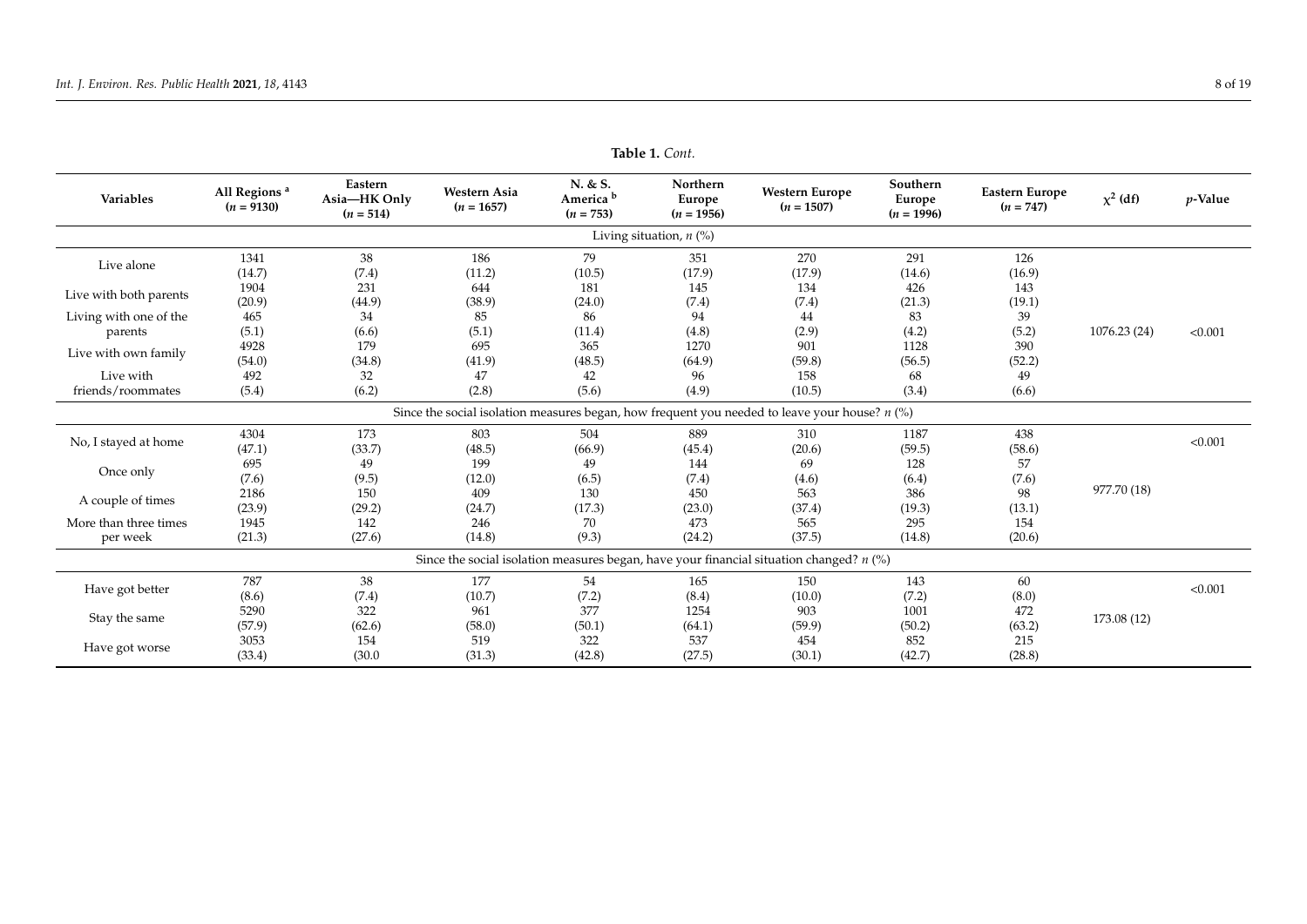**Table 1.** *Cont.*

| Variables | All Regions [a] ($n$ = 9130) | Eastern Asia—HK Only ($n$ = 514) | Western Asia ($n$ = 1657) | N. & S. America [b] ($n$ = 753) | Northern Europe ($n$ = 1956) | Western Europe ($n$ = 1507) | Southern Europe ($n$ = 1996) | Eastern Europe ($n$ = 747) | $\chi^2$ (df) | $p$-Value |
|---|---|---|---|---|---|---|---|---|---|---|
| Living situation, $n$ (%) | | | | | | | | | | |
| Live alone | 1341 (14.7) | 38 (7.4) | 186 (11.2) | 79 (10.5) | 351 (17.9) | 270 (17.9) | 291 (14.6) | 126 (16.9) | | |
| Live with both parents | 1904 (20.9) | 231 (44.9) | 644 (38.9) | 181 (24.0) | 145 (7.4) | 134 (7.4) | 426 (21.3) | 143 (19.1) | | |
| Living with one of the parents | 465 (5.1) | 34 (6.6) | 85 (5.1) | 86 (11.4) | 94 (4.8) | 44 (2.9) | 83 (4.2) | 39 (5.2) | 1076.23 (24) | <0.001 |
| Live with own family | 4928 (54.0) | 179 (34.8) | 695 (41.9) | 365 (48.5) | 1270 (64.9) | 901 (59.8) | 1128 (56.5) | 390 (52.2) | | |
| Live with friends/roommates | 492 (5.4) | 32 (6.2) | 47 (2.8) | 42 (5.6) | 96 (4.9) | 158 (10.5) | 68 (3.4) | 49 (6.6) | | |
| Since the social isolation measures began, how frequent you needed to leave your house? $n$ (%) | | | | | | | | | | |
| No, I stayed at home | 4304 (47.1) | 173 (33.7) | 803 (48.5) | 504 (66.9) | 889 (45.4) | 310 (20.6) | 1187 (59.5) | 438 (58.6) | | <0.001 |
| Once only | 695 (7.6) | 49 (9.5) | 199 (12.0) | 49 (6.5) | 144 (7.4) | 69 (4.6) | 128 (6.4) | 57 (7.6) | | |
| A couple of times | 2186 (23.9) | 150 (29.2) | 409 (24.7) | 130 (17.3) | 450 (23.0) | 563 (37.4) | 386 (19.3) | 98 (13.1) | 977.70 (18) | |
| More than three times per week | 1945 (21.3) | 142 (27.6) | 246 (14.8) | 70 (9.3) | 473 (24.2) | 565 (37.5) | 295 (14.8) | 154 (20.6) | | |
| Since the social isolation measures began, have your financial situation changed? $n$ (%) | | | | | | | | | | |
| Have got better | 787 (8.6) | 38 (7.4) | 177 (10.7) | 54 (7.2) | 165 (8.4) | 150 (10.0) | 143 (7.2) | 60 (8.0) | | <0.001 |
| Stay the same | 5290 (57.9) | 322 (62.6) | 961 (58.0) | 377 (50.1) | 1254 (64.1) | 903 (59.9) | 1001 (50.2) | 472 (63.2) | 173.08 (12) | |
| Have got worse | 3053 (33.4) | 154 (30.0 | 519 (31.3) | 322 (42.8) | 537 (27.5) | 454 (30.1) | 852 (42.7) | 215 (28.8) | | |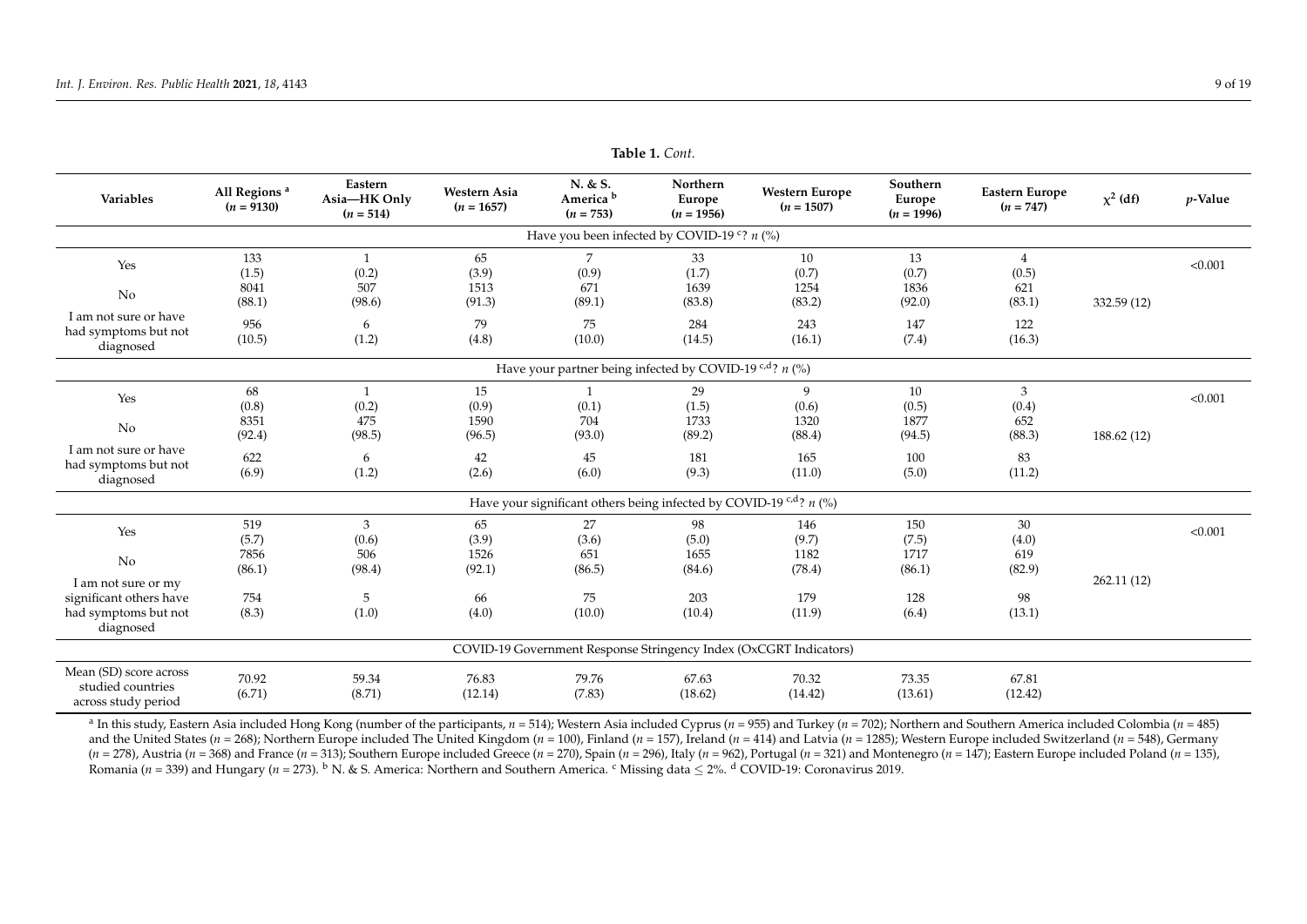**Table 1.** *Cont.*

| Variables | All Regions [a] (*n* = 9130) | Eastern Asia—HK Only (*n* = 514) | Western Asia (*n* = 1657) | N. & S. America [b] (*n* = 753) | Northern Europe (*n* = 1956) | Western Europe (*n* = 1507) | Southern Europe (*n* = 1996) | Eastern Europe (*n* = 747) | $\chi^2$ (df) | *p*-Value |
|---|---|---|---|---|---|---|---|---|---|---|
| Have you been infected by COVID-19 [c]? *n* (%) | | | | | | | | | | |
| Yes | 133 (1.5) | 1 (0.2) | 65 (3.9) | 7 (0.9) | 33 (1.7) | 10 (0.7) | 13 (0.7) | 4 (0.5) | 332.59 (12) | <0.001 |
| No | 8041 (88.1) | 507 (98.6) | 1513 (91.3) | 671 (89.1) | 1639 (83.8) | 1254 (83.2) | 1836 (92.0) | 621 (83.1) | | |
| I am not sure or have had symptoms but not diagnosed | 956 (10.5) | 6 (1.2) | 79 (4.8) | 75 (10.0) | 284 (14.5) | 243 (16.1) | 147 (7.4) | 122 (16.3) | | |
| Have your partner being infected by COVID-19 [c,d]? *n* (%) | | | | | | | | | | |
| Yes | 68 (0.8) | 1 (0.2) | 15 (0.9) | 1 (0.1) | 29 (1.5) | 9 (0.6) | 10 (0.5) | 3 (0.4) | 188.62 (12) | <0.001 |
| No | 8351 (92.4) | 475 (98.5) | 1590 (96.5) | 704 (93.0) | 1733 (89.2) | 1320 (88.4) | 1877 (94.5) | 652 (88.3) | | |
| I am not sure or have had symptoms but not diagnosed | 622 (6.9) | 6 (1.2) | 42 (2.6) | 45 (6.0) | 181 (9.3) | 165 (11.0) | 100 (5.0) | 83 (11.2) | | |
| Have your significant others being infected by COVID-19 [c,d]? *n* (%) | | | | | | | | | | |
| Yes | 519 (5.7) | 3 (0.6) | 65 (3.9) | 27 (3.6) | 98 (5.0) | 146 (9.7) | 150 (7.5) | 30 (4.0) | 262.11 (12) | <0.001 |
| No | 7856 (86.1) | 506 (98.4) | 1526 (92.1) | 651 (86.5) | 1655 (84.6) | 1182 (78.4) | 1717 (86.1) | 619 (82.9) | | |
| I am not sure or my significant others have had symptoms but not diagnosed | 754 (8.3) | 5 (1.0) | 66 (4.0) | 75 (10.0) | 203 (10.4) | 179 (11.9) | 128 (6.4) | 98 (13.1) | | |
| COVID-19 Government Response Stringency Index (OxCGRT Indicators) | | | | | | | | | | |
| Mean (SD) score across studied countries across study period | 70.92 (6.71) | 59.34 (8.71) | 76.83 (12.14) | 79.76 (7.83) | 67.63 (18.62) | 70.32 (14.42) | 73.35 (13.61) | 67.81 (12.42) | | |

[a] In this study, Eastern Asia included Hong Kong (number of the participants, *n* = 514); Western Asia included Cyprus (*n* = 955) and Turkey (*n* = 702); Northern and Southern America included Colombia (*n* = 485) and the United States (*n* = 268); Northern Europe included The United Kingdom (*n* = 100), Finland (*n* = 157), Ireland (*n* = 414) and Latvia (*n* = 1285); Western Europe included Switzerland (*n* = 548), Germany (*n* = 278), Austria (*n* = 368) and France (*n* = 313); Southern Europe included Greece (*n* = 270), Spain (*n* = 296), Italy (*n* = 962), Portugal (*n* = 321) and Montenegro (*n* = 147); Eastern Europe included Poland (*n* = 135), Romania (*n* = 339) and Hungary (*n* = 273). [b] N. & S. America: Northern and Southern America. [c] Missing data ≤ 2%. [d] COVID-19: Coronavirus 2019.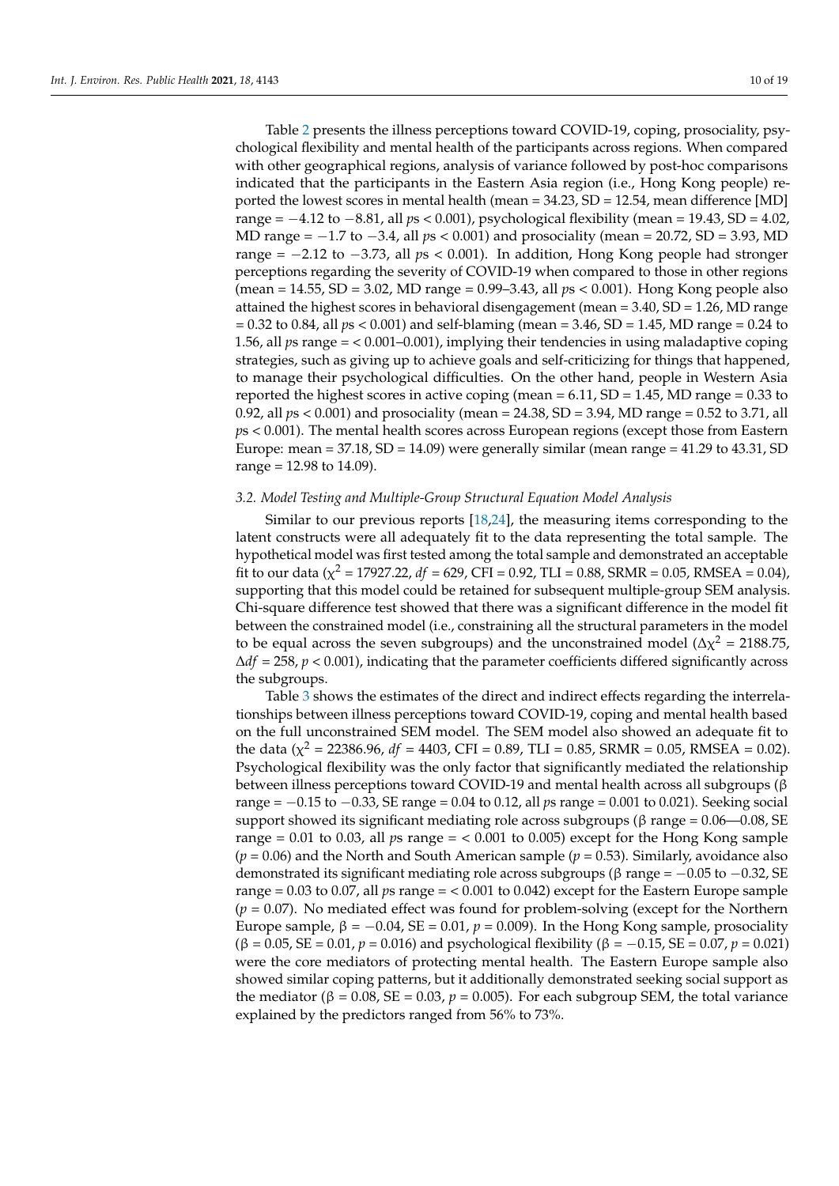Table 2 presents the illness perceptions toward COVID-19, coping, prosociality, psychological flexibility and mental health of the participants across regions. When compared with other geographical regions, analysis of variance followed by post-hoc comparisons indicated that the participants in the Eastern Asia region (i.e., Hong Kong people) reported the lowest scores in mental health (mean = 34.23, SD = 12.54, mean difference [MD] range = −4.12 to −8.81, all *p*s < 0.001), psychological flexibility (mean = 19.43, SD = 4.02, MD range = −1.7 to −3.4, all *p*s < 0.001) and prosociality (mean = 20.72, SD = 3.93, MD range = −2.12 to −3.73, all *p*s < 0.001). In addition, Hong Kong people had stronger perceptions regarding the severity of COVID-19 when compared to those in other regions (mean = 14.55, SD = 3.02, MD range = 0.99–3.43, all *p*s < 0.001). Hong Kong people also attained the highest scores in behavioral disengagement (mean = 3.40, SD = 1.26, MD range = 0.32 to 0.84, all *p*s < 0.001) and self-blaming (mean = 3.46, SD = 1.45, MD range = 0.24 to 1.56, all *p*s range = < 0.001–0.001), implying their tendencies in using maladaptive coping strategies, such as giving up to achieve goals and self-criticizing for things that happened, to manage their psychological difficulties. On the other hand, people in Western Asia reported the highest scores in active coping (mean = 6.11, SD = 1.45, MD range = 0.33 to 0.92, all *p*s < 0.001) and prosociality (mean = 24.38, SD = 3.94, MD range = 0.52 to 3.71, all *p*s < 0.001). The mental health scores across European regions (except those from Eastern Europe: mean = 37.18, SD = 14.09) were generally similar (mean range = 41.29 to 43.31, SD range = 12.98 to 14.09).

### 3.2. Model Testing and Multiple-Group Structural Equation Model Analysis

Similar to our previous reports [18,24], the measuring items corresponding to the latent constructs were all adequately fit to the data representing the total sample. The hypothetical model was first tested among the total sample and demonstrated an acceptable fit to our data ($\chi^2$ = 17927.22, *df* = 629, CFI = 0.92, TLI = 0.88, SRMR = 0.05, RMSEA = 0.04), supporting that this model could be retained for subsequent multiple-group SEM analysis. Chi-square difference test showed that there was a significant difference in the model fit between the constrained model (i.e., constraining all the structural parameters in the model to be equal across the seven subgroups) and the unconstrained model ($\Delta\chi^2$ = 2188.75, $\Delta df$ = 258, $p < 0.001$), indicating that the parameter coefficients differed significantly across the subgroups.

Table 3 shows the estimates of the direct and indirect effects regarding the interrelationships between illness perceptions toward COVID-19, coping and mental health based on the full unconstrained SEM model. The SEM model also showed an adequate fit to the data ($\chi^2$ = 22386.96, *df* = 4403, CFI = 0.89, TLI = 0.85, SRMR = 0.05, RMSEA = 0.02). Psychological flexibility was the only factor that significantly mediated the relationship between illness perceptions toward COVID-19 and mental health across all subgroups (β range = −0.15 to −0.33, SE range = 0.04 to 0.12, all *p*s range = 0.001 to 0.021). Seeking social support showed its significant mediating role across subgroups (β range = 0.06—0.08, SE range = 0.01 to 0.03, all *p*s range = < 0.001 to 0.005) except for the Hong Kong sample ($p$ = 0.06) and the North and South American sample ($p$ = 0.53). Similarly, avoidance also demonstrated its significant mediating role across subgroups (β range = −0.05 to −0.32, SE range = 0.03 to 0.07, all *p*s range = < 0.001 to 0.042) except for the Eastern Europe sample ($p$ = 0.07). No mediated effect was found for problem-solving (except for the Northern Europe sample, β = −0.04, SE = 0.01, $p$ = 0.009). In the Hong Kong sample, prosociality (β = 0.05, SE = 0.01, $p$ = 0.016) and psychological flexibility (β = −0.15, SE = 0.07, $p$ = 0.021) were the core mediators of protecting mental health. The Eastern Europe sample also showed similar coping patterns, but it additionally demonstrated seeking social support as the mediator (β = 0.08, SE = 0.03, $p$ = 0.005). For each subgroup SEM, the total variance explained by the predictors ranged from 56% to 73%.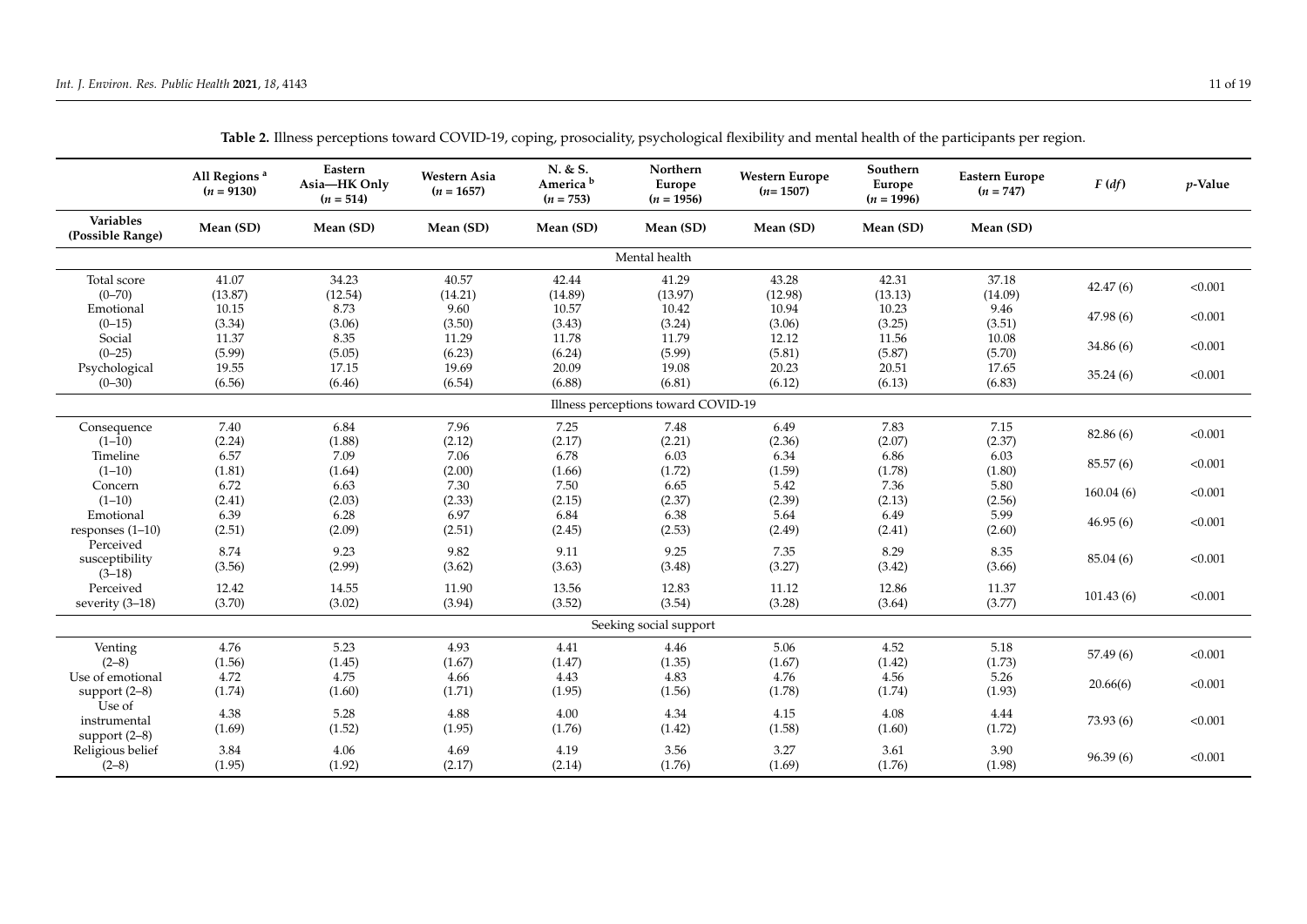**Table 2.** Illness perceptions toward COVID-19, coping, prosociality, psychological flexibility and mental health of the participants per region.

| | All Regions [a] ($n$ = 9130) | Eastern Asia—HK Only ($n$ = 514) | Western Asia ($n$ = 1657) | N. & S. America [b] ($n$ = 753) | Northern Europe ($n$ = 1956) | Western Europe ($n$= 1507) | Southern Europe ($n$ = 1996) | Eastern Europe ($n$ = 747) | $F$ ($df$) | $p$-Value |
|---|---|---|---|---|---|---|---|---|---|---|
| **Variables (Possible Range)** | **Mean (SD)** | **Mean (SD)** | **Mean (SD)** | **Mean (SD)** | **Mean (SD)** | **Mean (SD)** | **Mean (SD)** | **Mean (SD)** | | |
| Mental health | | | | | | | | | | |
| Total score (0–70) | 41.07 (13.87) | 34.23 (12.54) | 40.57 (14.21) | 42.44 (14.89) | 41.29 (13.97) | 43.28 (12.98) | 42.31 (13.13) | 37.18 (14.09) | 42.47 (6) | <0.001 |
| Emotional (0–15) | 10.15 (3.34) | 8.73 (3.06) | 9.60 (3.50) | 10.57 (3.43) | 10.42 (3.24) | 10.94 (3.06) | 10.23 (3.25) | 9.46 (3.51) | 47.98 (6) | <0.001 |
| Social (0–25) | 11.37 (5.99) | 8.35 (5.05) | 11.29 (6.23) | 11.78 (6.24) | 11.79 (5.99) | 12.12 (5.81) | 11.56 (5.87) | 10.08 (5.70) | 34.86 (6) | <0.001 |
| Psychological (0–30) | 19.55 (6.56) | 17.15 (6.46) | 19.69 (6.54) | 20.09 (6.88) | 19.08 (6.81) | 20.23 (6.12) | 20.51 (6.13) | 17.65 (6.83) | 35.24 (6) | <0.001 |
| Illness perceptions toward COVID-19 | | | | | | | | | | |
| Consequence (1–10) | 7.40 (2.24) | 6.84 (1.88) | 7.96 (2.12) | 7.25 (2.17) | 7.48 (2.21) | 6.49 (2.36) | 7.83 (2.07) | 7.15 (2.37) | 82.86 (6) | <0.001 |
| Timeline (1–10) | 6.57 (1.81) | 7.09 (1.64) | 7.06 (2.00) | 6.78 (1.66) | 6.03 (1.72) | 6.34 (1.59) | 6.86 (1.78) | 6.03 (1.80) | 85.57 (6) | <0.001 |
| Concern (1–10) | 6.72 (2.41) | 6.63 (2.03) | 7.30 (2.33) | 7.50 (2.15) | 6.65 (2.37) | 5.42 (2.39) | 7.36 (2.13) | 5.80 (2.56) | 160.04 (6) | <0.001 |
| Emotional responses (1–10) | 6.39 (2.51) | 6.28 (2.09) | 6.97 (2.51) | 6.84 (2.45) | 6.38 (2.53) | 5.64 (2.49) | 6.49 (2.41) | 5.99 (2.60) | 46.95 (6) | <0.001 |
| Perceived susceptibility (3–18) | 8.74 (3.56) | 9.23 (2.99) | 9.82 (3.62) | 9.11 (3.63) | 9.25 (3.48) | 7.35 (3.27) | 8.29 (3.42) | 8.35 (3.66) | 85.04 (6) | <0.001 |
| Perceived severity (3–18) | 12.42 (3.70) | 14.55 (3.02) | 11.90 (3.94) | 13.56 (3.52) | 12.83 (3.54) | 11.12 (3.28) | 12.86 (3.64) | 11.37 (3.77) | 101.43 (6) | <0.001 |
| Seeking social support | | | | | | | | | | |
| Venting (2–8) | 4.76 (1.56) | 5.23 (1.45) | 4.93 (1.67) | 4.41 (1.47) | 4.46 (1.35) | 5.06 (1.67) | 4.52 (1.42) | 5.18 (1.73) | 57.49 (6) | <0.001 |
| Use of emotional support (2–8) | 4.72 (1.74) | 4.75 (1.60) | 4.66 (1.71) | 4.43 (1.95) | 4.83 (1.56) | 4.76 (1.78) | 4.56 (1.74) | 5.26 (1.93) | 20.66(6) | <0.001 |
| Use of instrumental support (2–8) | 4.38 (1.69) | 5.28 (1.52) | 4.88 (1.95) | 4.00 (1.76) | 4.34 (1.42) | 4.15 (1.58) | 4.08 (1.60) | 4.44 (1.72) | 73.93 (6) | <0.001 |
| Religious belief (2–8) | 3.84 (1.95) | 4.06 (1.92) | 4.69 (2.17) | 4.19 (2.14) | 3.56 (1.76) | 3.27 (1.69) | 3.61 (1.76) | 3.90 (1.98) | 96.39 (6) | <0.001 |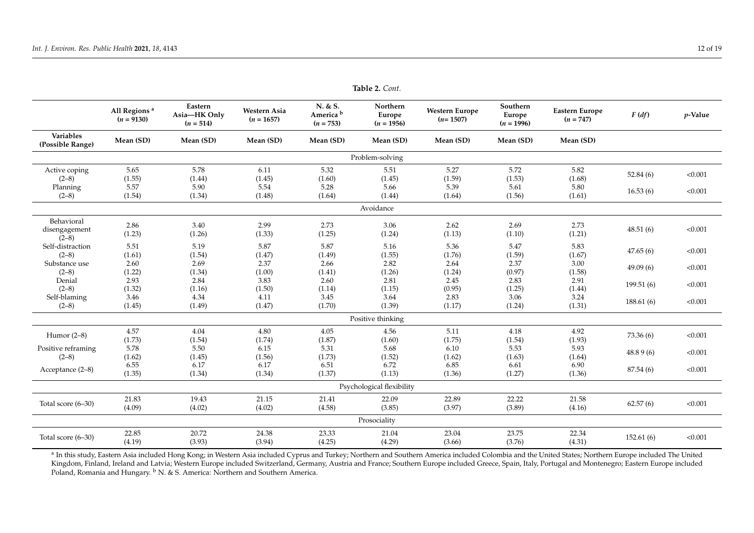**Table 2.** *Cont.*

| | All Regions [a] ($n$ = 9130) | Eastern Asia—HK Only ($n$ = 514) | Western Asia ($n$ = 1657) | N. & S. America [b] ($n$ = 753) | Northern Europe ($n$ = 1956) | Western Europe ($n$= 1507) | Southern Europe ($n$ = 1996) | Eastern Europe ($n$ = 747) | $F$ ($df$) | $p$-Value |
|---|---|---|---|---|---|---|---|---|---|---|
| **Variables (Possible Range)** | **Mean (SD)** | **Mean (SD)** | **Mean (SD)** | **Mean (SD)** | **Mean (SD)** | **Mean (SD)** | **Mean (SD)** | **Mean (SD)** | | |
| | | | | | Problem-solving | | | | | |
| Active coping (2–8) | 5.65 (1.55) | 5.78 (1.44) | 6.11 (1.45) | 5.32 (1.60) | 5.51 (1.45) | 5.27 (1.59) | 5.72 (1.53) | 5.82 (1.68) | 52.84 (6) | <0.001 |
| Planning (2–8) | 5.57 (1.54) | 5.90 (1.34) | 5.54 (1.48) | 5.28 (1.64) | 5.66 (1.44) | 5.39 (1.64) | 5.61 (1.56) | 5.80 (1.61) | 16.53 (6) | <0.001 |
| | | | | | Avoidance | | | | | |
| Behavioral disengagement (2–8) | 2.86 (1.23) | 3.40 (1.26) | 2.99 (1.33) | 2.73 (1.25) | 3.06 (1.24) | 2.62 (1.13) | 2.69 (1.10) | 2.73 (1.21) | 48.51 (6) | <0.001 |
| Self-distraction (2–8) | 5.51 (1.61) | 5.19 (1.54) | 5.87 (1.47) | 5.87 (1.49) | 5.16 (1.55) | 5.36 (1.76) | 5.47 (1.59) | 5.83 (1.67) | 47.65 (6) | <0.001 |
| Substance use (2–8) | 2.60 (1.22) | 2.69 (1.34) | 2.37 (1.00) | 2.66 (1.41) | 2.82 (1.26) | 2.64 (1.24) | 2.37 (0.97) | 3.00 (1.58) | 49.09 (6) | <0.001 |
| Denial (2–8) | 2.93 (1.32) | 2.84 (1.16) | 3.83 (1.50) | 2.60 (1.14) | 2.81 (1.15) | 2.45 (0.95) | 2.83 (1.25) | 2.91 (1.44) | 199.51 (6) | <0.001 |
| Self-blaming (2–8) | 3.46 (1.45) | 4.34 (1.49) | 4.11 (1.47) | 3.45 (1.70) | 3.64 (1.39) | 2.83 (1.17) | 3.06 (1.24) | 3.24 (1.31) | 188.61 (6) | <0.001 |
| | | | | | Positive thinking | | | | | |
| Humor (2–8) | 4.57 (1.73) | 4.04 (1.54) | 4.80 (1.74) | 4.05 (1.87) | 4.56 (1.60) | 5.11 (1.75) | 4.18 (1.54) | 4.92 (1.93) | 73.36 (6) | <0.001 |
| Positive reframing (2–8) | 5.78 (1.62) | 5.50 (1.45) | 6.15 (1.56) | 5.31 (1.73) | 5.68 (1.52) | 6.10 (1.62) | 5.53 (1.63) | 5.93 (1.64) | 48.8 9 (6) | <0.001 |
| Acceptance (2–8) | 6.55 (1.35) | 6.17 (1.34) | 6.17 (1.34) | 6.51 (1.37) | 6.72 (1.13) | 6.85 (1.36) | 6.61 (1.27) | 6.90 (1.36) | 87.54 (6) | <0.001 |
| | | | | | Psychological flexibility | | | | | |
| Total score (6–30) | 21.83 (4.09) | 19.43 (4.02) | 21.15 (4.02) | 21.41 (4.58) | 22.09 (3.85) | 22.89 (3.97) | 22.22 (3.89) | 21.58 (4.16) | 62.57 (6) | <0.001 |
| | | | | | Prosociality | | | | | |
| Total score (6–30) | 22.85 (4.19) | 20.72 (3.93) | 24.38 (3.94) | 23.33 (4.25) | 21.04 (4.29) | 23.04 (3.66) | 23.75 (3.76) | 22.34 (4.31) | 152.61 (6) | <0.001 |

[a] In this study, Eastern Asia included Hong Kong; in Western Asia included Cyprus and Turkey; Northern and Southern America included Colombia and the United States; Northern Europe included The United Kingdom, Finland, Ireland and Latvia; Western Europe included Switzerland, Germany, Austria and France; Southern Europe included Greece, Spain, Italy, Portugal and Montenegro; Eastern Europe included Poland, Romania and Hungary. [b] N. & S. America: Northern and Southern America.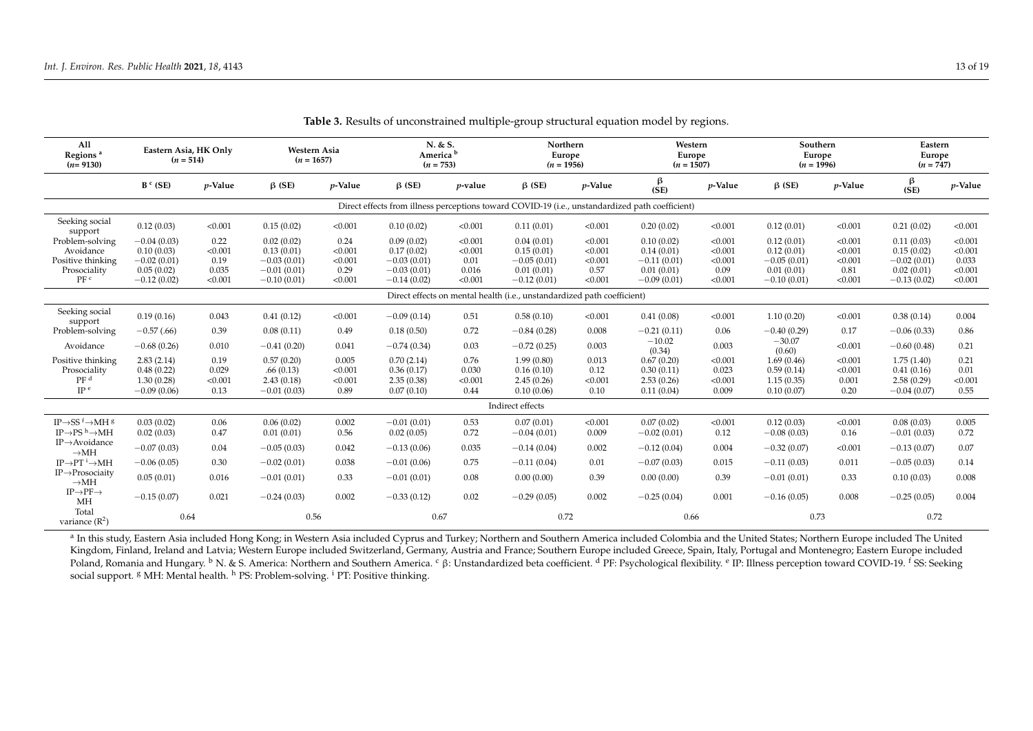**Table 3.** Results of unconstrained multiple-group structural equation model by regions.

| All Regions [a] (n = 9130) | Eastern Asia, HK Only (n = 514) | | Western Asia (n = 1657) | | N. & S. America [b] (n = 753) | | Northern Europe (n = 1956) | | Western Europe (n = 1507) | | Southern Europe (n = 1996) | | Eastern Europe (n = 747) | |
|---|---|---|---|---|---|---|---|---|---|---|---|---|---|---|
| | B [c] (SE) | *p*-Value | β (SE) | *p*-Value | β (SE) | *p*-value | β (SE) | *p*-Value | β (SE) | *p*-Value | β (SE) | *p*-Value | β (SE) | *p*-Value |
| Direct effects from illness perceptions toward COVID-19 (i.e., unstandardized path coefficient) | | | | | | | | | | | | | | |
| Seeking social support | 0.12 (0.03) | <0.001 | 0.15 (0.02) | <0.001 | 0.10 (0.02) | <0.001 | 0.11 (0.01) | <0.001 | 0.20 (0.02) | <0.001 | 0.12 (0.01) | <0.001 | 0.21 (0.02) | <0.001 |
| Problem-solving | −0.04 (0.03) | 0.22 | 0.02 (0.02) | 0.24 | 0.09 (0.02) | <0.001 | 0.04 (0.01) | <0.001 | 0.10 (0.02) | <0.001 | 0.12 (0.01) | <0.001 | 0.11 (0.03) | <0.001 |
| Avoidance | 0.10 (0.03) | <0.001 | 0.13 (0.01) | <0.001 | 0.17 (0.02) | <0.001 | 0.15 (0.01) | <0.001 | 0.14 (0.01) | <0.001 | 0.12 (0.01) | <0.001 | 0.15 (0.02) | <0.001 |
| Positive thinking | −0.02 (0.01) | 0.19 | −0.03 (0.01) | <0.001 | −0.03 (0.01) | 0.01 | −0.05 (0.01) | <0.001 | −0.11 (0.01) | <0.001 | −0.05 (0.01) | <0.001 | −0.02 (0.01) | 0.033 |
| Prosociality | 0.05 (0.02) | 0.035 | −0.01 (0.01) | 0.29 | −0.03 (0.01) | 0.016 | 0.01 (0.01) | 0.57 | 0.01 (0.01) | 0.09 | 0.01 (0.01) | 0.81 | 0.02 (0.01) | <0.001 |
| PF [c] | −0.12 (0.02) | <0.001 | −0.10 (0.01) | <0.001 | −0.14 (0.02) | <0.001 | −0.12 (0.01) | <0.001 | −0.09 (0.01) | <0.001 | −0.10 (0.01) | <0.001 | −0.13 (0.02) | <0.001 |
| Direct effects on mental health (i.e., unstandardized path coefficient) | | | | | | | | | | | | | | |
| Seeking social support | 0.19 (0.16) | 0.043 | 0.41 (0.12) | <0.001 | −0.09 (0.14) | 0.51 | 0.58 (0.10) | <0.001 | 0.41 (0.08) | <0.001 | 1.10 (0.20) | <0.001 | 0.38 (0.14) | 0.004 |
| Problem-solving | −0.57 (.66) | 0.39 | 0.08 (0.11) | 0.49 | 0.18 (0.50) | 0.72 | −0.84 (0.28) | 0.008 | −0.21 (0.11) | 0.06 | −0.40 (0.29) | 0.17 | −0.06 (0.33) | 0.86 |
| Avoidance | −0.68 (0.26) | 0.010 | −0.41 (0.20) | 0.041 | −0.74 (0.34) | 0.03 | −0.72 (0.25) | 0.003 | −10.02 (0.34) | 0.003 | −30.07 (0.60) | <0.001 | −0.60 (0.48) | 0.21 |
| Positive thinking | 2.83 (2.14) | 0.19 | 0.57 (0.20) | 0.005 | 0.70 (2.14) | 0.76 | 1.99 (0.80) | 0.013 | 0.67 (0.20) | <0.001 | 1.69 (0.46) | <0.001 | 1.75 (1.40) | 0.21 |
| Prosociality | 0.48 (0.22) | 0.029 | .66 (0.13) | <0.001 | 0.36 (0.17) | 0.030 | 0.16 (0.10) | 0.12 | 0.30 (0.11) | 0.023 | 0.59 (0.14) | <0.001 | 0.41 (0.16) | 0.01 |
| PF [d] | 1.30 (0.28) | <0.001 | 2.43 (0.18) | <0.001 | 2.35 (0.38) | <0.001 | 2.45 (0.26) | <0.001 | 2.53 (0.26) | <0.001 | 1.15 (0.35) | 0.001 | 2.58 (0.29) | <0.001 |
| IP [e] | −0.09 (0.06) | 0.13 | −0.01 (0.03) | 0.89 | 0.07 (0.10) | 0.44 | 0.10 (0.06) | 0.10 | 0.11 (0.04) | 0.009 | 0.10 (0.07) | 0.20 | −0.04 (0.07) | 0.55 |
| Indirect effects | | | | | | | | | | | | | | |
| IP→SS [f]→MH [g] | 0.03 (0.02) | 0.06 | 0.06 (0.02) | 0.002 | −0.01 (0.01) | 0.53 | 0.07 (0.01) | <0.001 | 0.07 (0.02) | <0.001 | 0.12 (0.03) | <0.001 | 0.08 (0.03) | 0.005 |
| IP→PS [h]→MH | 0.02 (0.03) | 0.47 | 0.01 (0.01) | 0.56 | 0.02 (0.05) | 0.72 | −0.04 (0.01) | 0.009 | −0.02 (0.01) | 0.12 | −0.08 (0.03) | 0.16 | −0.01 (0.03) | 0.72 |
| IP→Avoidance →MH | −0.07 (0.03) | 0.04 | −0.05 (0.03) | 0.042 | −0.13 (0.06) | 0.035 | −0.14 (0.04) | 0.002 | −0.12 (0.04) | 0.004 | −0.32 (0.07) | <0.001 | −0.13 (0.07) | 0.07 |
| IP→PT [i]→MH | −0.06 (0.05) | 0.30 | −0.02 (0.01) | 0.038 | −0.01 (0.06) | 0.75 | −0.11 (0.04) | 0.01 | −0.07 (0.03) | 0.015 | −0.11 (0.03) | 0.011 | −0.05 (0.03) | 0.14 |
| IP→Prosociaity →MH | 0.05 (0.01) | 0.016 | −0.01 (0.01) | 0.33 | −0.01 (0.01) | 0.08 | 0.00 (0.00) | 0.39 | 0.00 (0.00) | 0.39 | −0.01 (0.01) | 0.33 | 0.10 (0.03) | 0.008 |
| IP→PF→ MH | −0.15 (0.07) | 0.021 | −0.24 (0.03) | 0.002 | −0.33 (0.12) | 0.02 | −0.29 (0.05) | 0.002 | −0.25 (0.04) | 0.001 | −0.16 (0.05) | 0.008 | −0.25 (0.05) | 0.004 |
| Total variance ($R^2$) | 0.64 | | 0.56 | | 0.67 | | 0.72 | | 0.66 | | 0.73 | | 0.72 | |

[a] In this study, Eastern Asia included Hong Kong; in Western Asia included Cyprus and Turkey; Northern and Southern America included Colombia and the United States; Northern Europe included The United Kingdom, Finland, Ireland and Latvia; Western Europe included Switzerland, Germany, Austria and France; Southern Europe included Greece, Spain, Italy, Portugal and Montenegro; Eastern Europe included Poland, Romania and Hungary. [b] N. & S. America: Northern and Southern America. [c] β: Unstandardized beta coefficient. [d] PF: Psychological flexibility. [e] IP: Illness perception toward COVID-19. [f] SS: Seeking social support. [g] MH: Mental health. [h] PS: Problem-solving. [i] PT: Positive thinking.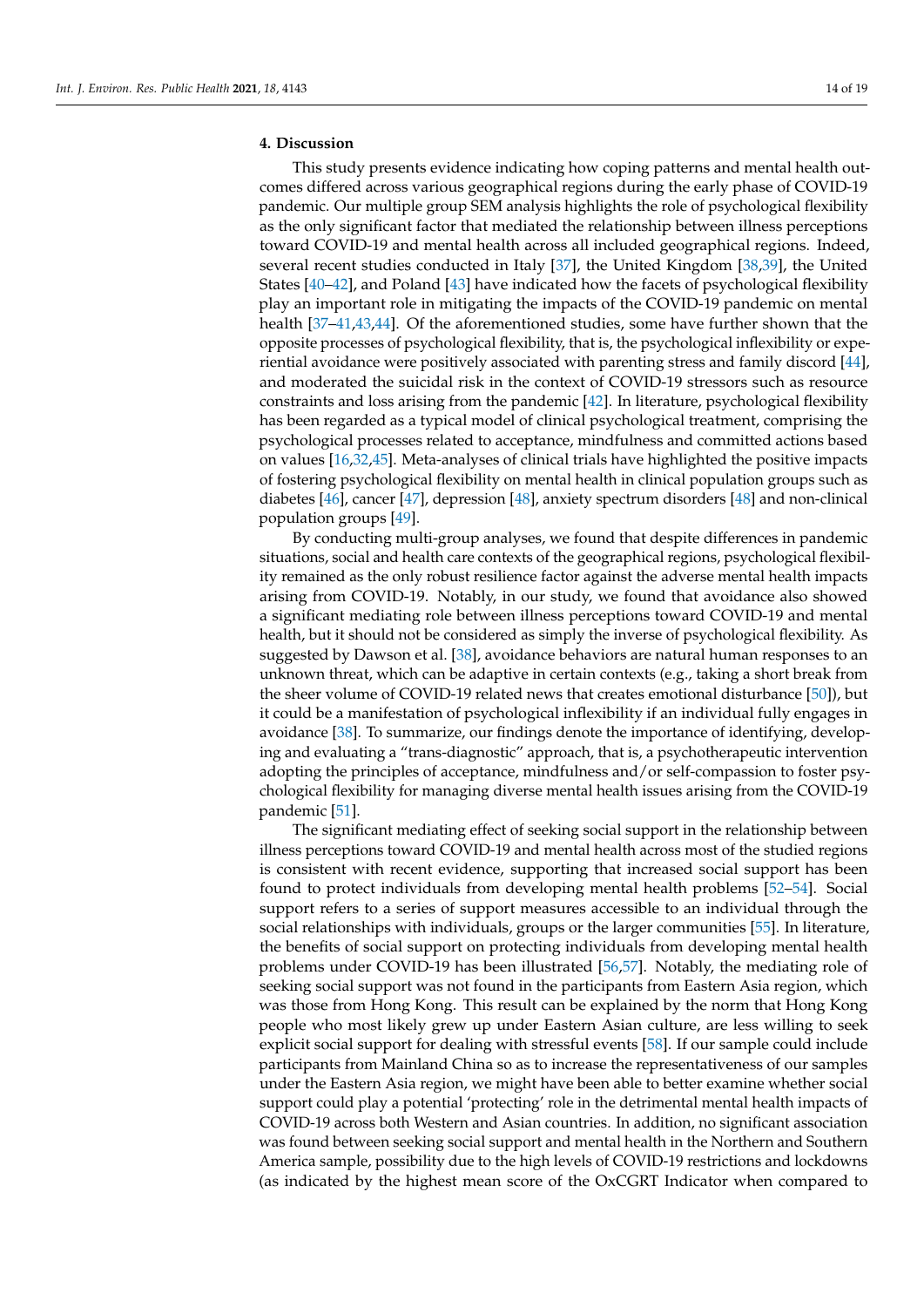## 4. Discussion

This study presents evidence indicating how coping patterns and mental health outcomes differed across various geographical regions during the early phase of COVID-19 pandemic. Our multiple group SEM analysis highlights the role of psychological flexibility as the only significant factor that mediated the relationship between illness perceptions toward COVID-19 and mental health across all included geographical regions. Indeed, several recent studies conducted in Italy [37], the United Kingdom [38,39], the United States [40–42], and Poland [43] have indicated how the facets of psychological flexibility play an important role in mitigating the impacts of the COVID-19 pandemic on mental health [37–41,43,44]. Of the aforementioned studies, some have further shown that the opposite processes of psychological flexibility, that is, the psychological inflexibility or experiential avoidance were positively associated with parenting stress and family discord [44], and moderated the suicidal risk in the context of COVID-19 stressors such as resource constraints and loss arising from the pandemic [42]. In literature, psychological flexibility has been regarded as a typical model of clinical psychological treatment, comprising the psychological processes related to acceptance, mindfulness and committed actions based on values [16,32,45]. Meta-analyses of clinical trials have highlighted the positive impacts of fostering psychological flexibility on mental health in clinical population groups such as diabetes [46], cancer [47], depression [48], anxiety spectrum disorders [48] and non-clinical population groups [49].

By conducting multi-group analyses, we found that despite differences in pandemic situations, social and health care contexts of the geographical regions, psychological flexibility remained as the only robust resilience factor against the adverse mental health impacts arising from COVID-19. Notably, in our study, we found that avoidance also showed a significant mediating role between illness perceptions toward COVID-19 and mental health, but it should not be considered as simply the inverse of psychological flexibility. As suggested by Dawson et al. [38], avoidance behaviors are natural human responses to an unknown threat, which can be adaptive in certain contexts (e.g., taking a short break from the sheer volume of COVID-19 related news that creates emotional disturbance [50]), but it could be a manifestation of psychological inflexibility if an individual fully engages in avoidance [38]. To summarize, our findings denote the importance of identifying, developing and evaluating a "trans-diagnostic" approach, that is, a psychotherapeutic intervention adopting the principles of acceptance, mindfulness and/or self-compassion to foster psychological flexibility for managing diverse mental health issues arising from the COVID-19 pandemic [51].

The significant mediating effect of seeking social support in the relationship between illness perceptions toward COVID-19 and mental health across most of the studied regions is consistent with recent evidence, supporting that increased social support has been found to protect individuals from developing mental health problems [52–54]. Social support refers to a series of support measures accessible to an individual through the social relationships with individuals, groups or the larger communities [55]. In literature, the benefits of social support on protecting individuals from developing mental health problems under COVID-19 has been illustrated [56,57]. Notably, the mediating role of seeking social support was not found in the participants from Eastern Asia region, which was those from Hong Kong. This result can be explained by the norm that Hong Kong people who most likely grew up under Eastern Asian culture, are less willing to seek explicit social support for dealing with stressful events [58]. If our sample could include participants from Mainland China so as to increase the representativeness of our samples under the Eastern Asia region, we might have been able to better examine whether social support could play a potential 'protecting' role in the detrimental mental health impacts of COVID-19 across both Western and Asian countries. In addition, no significant association was found between seeking social support and mental health in the Northern and Southern America sample, possibility due to the high levels of COVID-19 restrictions and lockdowns (as indicated by the highest mean score of the OxCGRT Indicator when compared to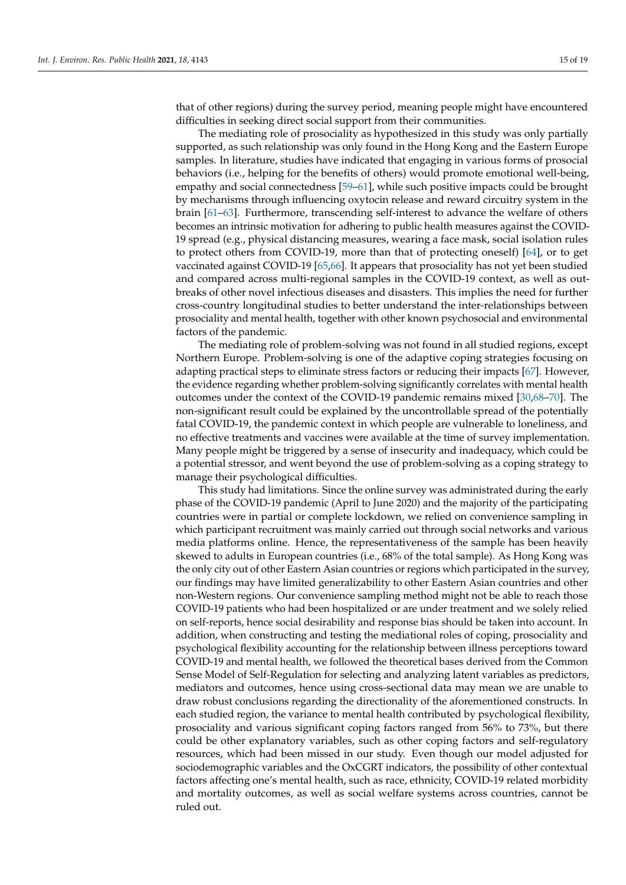that of other regions) during the survey period, meaning people might have encountered difficulties in seeking direct social support from their communities.

The mediating role of prosociality as hypothesized in this study was only partially supported, as such relationship was only found in the Hong Kong and the Eastern Europe samples. In literature, studies have indicated that engaging in various forms of prosocial behaviors (i.e., helping for the benefits of others) would promote emotional well-being, empathy and social connectedness [59–61], while such positive impacts could be brought by mechanisms through influencing oxytocin release and reward circuitry system in the brain [61–63]. Furthermore, transcending self-interest to advance the welfare of others becomes an intrinsic motivation for adhering to public health measures against the COVID-19 spread (e.g., physical distancing measures, wearing a face mask, social isolation rules to protect others from COVID-19, more than that of protecting oneself) [64], or to get vaccinated against COVID-19 [65,66]. It appears that prosociality has not yet been studied and compared across multi-regional samples in the COVID-19 context, as well as outbreaks of other novel infectious diseases and disasters. This implies the need for further cross-country longitudinal studies to better understand the inter-relationships between prosociality and mental health, together with other known psychosocial and environmental factors of the pandemic.

The mediating role of problem-solving was not found in all studied regions, except Northern Europe. Problem-solving is one of the adaptive coping strategies focusing on adapting practical steps to eliminate stress factors or reducing their impacts [67]. However, the evidence regarding whether problem-solving significantly correlates with mental health outcomes under the context of the COVID-19 pandemic remains mixed [30,68–70]. The non-significant result could be explained by the uncontrollable spread of the potentially fatal COVID-19, the pandemic context in which people are vulnerable to loneliness, and no effective treatments and vaccines were available at the time of survey implementation. Many people might be triggered by a sense of insecurity and inadequacy, which could be a potential stressor, and went beyond the use of problem-solving as a coping strategy to manage their psychological difficulties.

This study had limitations. Since the online survey was administrated during the early phase of the COVID-19 pandemic (April to June 2020) and the majority of the participating countries were in partial or complete lockdown, we relied on convenience sampling in which participant recruitment was mainly carried out through social networks and various media platforms online. Hence, the representativeness of the sample has been heavily skewed to adults in European countries (i.e., 68% of the total sample). As Hong Kong was the only city out of other Eastern Asian countries or regions which participated in the survey, our findings may have limited generalizability to other Eastern Asian countries and other non-Western regions. Our convenience sampling method might not be able to reach those COVID-19 patients who had been hospitalized or are under treatment and we solely relied on self-reports, hence social desirability and response bias should be taken into account. In addition, when constructing and testing the mediational roles of coping, prosociality and psychological flexibility accounting for the relationship between illness perceptions toward COVID-19 and mental health, we followed the theoretical bases derived from the Common Sense Model of Self-Regulation for selecting and analyzing latent variables as predictors, mediators and outcomes, hence using cross-sectional data may mean we are unable to draw robust conclusions regarding the directionality of the aforementioned constructs. In each studied region, the variance to mental health contributed by psychological flexibility, prosociality and various significant coping factors ranged from 56% to 73%, but there could be other explanatory variables, such as other coping factors and self-regulatory resources, which had been missed in our study. Even though our model adjusted for sociodemographic variables and the OxCGRT indicators, the possibility of other contextual factors affecting one's mental health, such as race, ethnicity, COVID-19 related morbidity and mortality outcomes, as well as social welfare systems across countries, cannot be ruled out.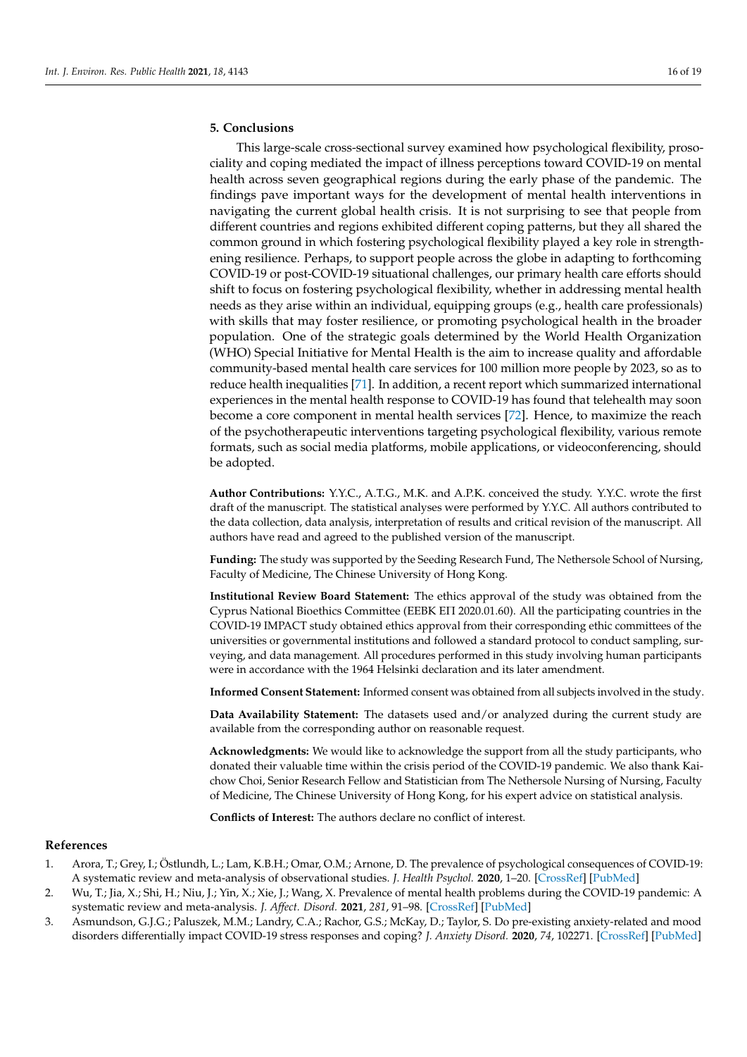## 5. Conclusions

This large-scale cross-sectional survey examined how psychological flexibility, prosociality and coping mediated the impact of illness perceptions toward COVID-19 on mental health across seven geographical regions during the early phase of the pandemic. The findings pave important ways for the development of mental health interventions in navigating the current global health crisis. It is not surprising to see that people from different countries and regions exhibited different coping patterns, but they all shared the common ground in which fostering psychological flexibility played a key role in strengthening resilience. Perhaps, to support people across the globe in adapting to forthcoming COVID-19 or post-COVID-19 situational challenges, our primary health care efforts should shift to focus on fostering psychological flexibility, whether in addressing mental health needs as they arise within an individual, equipping groups (e.g., health care professionals) with skills that may foster resilience, or promoting psychological health in the broader population. One of the strategic goals determined by the World Health Organization (WHO) Special Initiative for Mental Health is the aim to increase quality and affordable community-based mental health care services for 100 million more people by 2023, so as to reduce health inequalities [71]. In addition, a recent report which summarized international experiences in the mental health response to COVID-19 has found that telehealth may soon become a core component in mental health services [72]. Hence, to maximize the reach of the psychotherapeutic interventions targeting psychological flexibility, various remote formats, such as social media platforms, mobile applications, or videoconferencing, should be adopted.

**Author Contributions:** Y.Y.C., A.T.G., M.K. and A.P.K. conceived the study. Y.Y.C. wrote the first draft of the manuscript. The statistical analyses were performed by Y.Y.C. All authors contributed to the data collection, data analysis, interpretation of results and critical revision of the manuscript. All authors have read and agreed to the published version of the manuscript.

**Funding:** The study was supported by the Seeding Research Fund, The Nethersole School of Nursing, Faculty of Medicine, The Chinese University of Hong Kong.

**Institutional Review Board Statement:** The ethics approval of the study was obtained from the Cyprus National Bioethics Committee (EEBK EΠ 2020.01.60). All the participating countries in the COVID-19 IMPACT study obtained ethics approval from their corresponding ethic committees of the universities or governmental institutions and followed a standard protocol to conduct sampling, surveying, and data management. All procedures performed in this study involving human participants were in accordance with the 1964 Helsinki declaration and its later amendment.

**Informed Consent Statement:** Informed consent was obtained from all subjects involved in the study.

**Data Availability Statement:** The datasets used and/or analyzed during the current study are available from the corresponding author on reasonable request.

**Acknowledgments:** We would like to acknowledge the support from all the study participants, who donated their valuable time within the crisis period of the COVID-19 pandemic. We also thank Kai-chow Choi, Senior Research Fellow and Statistician from The Nethersole Nursing of Nursing, Faculty of Medicine, The Chinese University of Hong Kong, for his expert advice on statistical analysis.

**Conflicts of Interest:** The authors declare no conflict of interest.

## References

1. Arora, T.; Grey, I.; Östlundh, L.; Lam, K.B.H.; Omar, O.M.; Arnone, D. The prevalence of psychological consequences of COVID-19: A systematic review and meta-analysis of observational studies. *J. Health Psychol.* **2020**, 1–20. [CrossRef] [PubMed]
2. Wu, T.; Jia, X.; Shi, H.; Niu, J.; Yin, X.; Xie, J.; Wang, X. Prevalence of mental health problems during the COVID-19 pandemic: A systematic review and meta-analysis. *J. Affect. Disord.* **2021**, *281*, 91–98. [CrossRef] [PubMed]
3. Asmundson, G.J.G.; Paluszek, M.M.; Landry, C.A.; Rachor, G.S.; McKay, D.; Taylor, S. Do pre-existing anxiety-related and mood disorders differentially impact COVID-19 stress responses and coping? *J. Anxiety Disord.* **2020**, *74*, 102271. [CrossRef] [PubMed]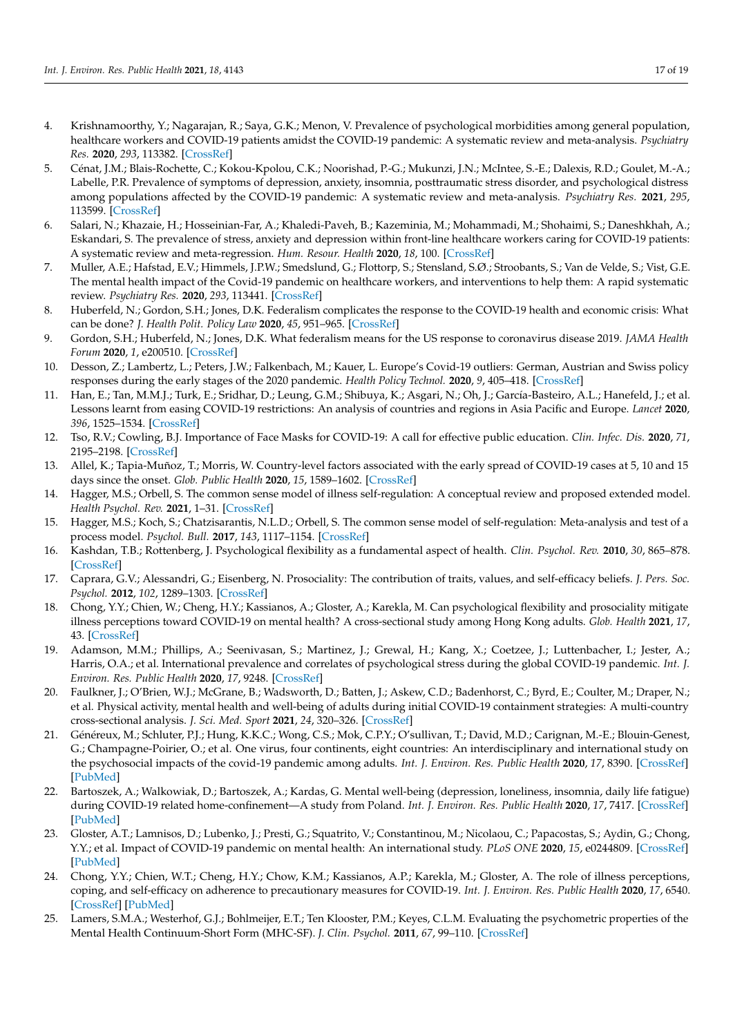4. Krishnamoorthy, Y.; Nagarajan, R.; Saya, G.K.; Menon, V. Prevalence of psychological morbidities among general population, healthcare workers and COVID-19 patients amidst the COVID-19 pandemic: A systematic review and meta-analysis. *Psychiatry Res.* **2020**, *293*, 113382. [CrossRef]
5. Cénat, J.M.; Blais-Rochette, C.; Kokou-Kpolou, C.K.; Noorishad, P.-G.; Mukunzi, J.N.; McIntee, S.-E.; Dalexis, R.D.; Goulet, M.-A.; Labelle, P.R. Prevalence of symptoms of depression, anxiety, insomnia, posttraumatic stress disorder, and psychological distress among populations affected by the COVID-19 pandemic: A systematic review and meta-analysis. *Psychiatry Res.* **2021**, *295*, 113599. [CrossRef]
6. Salari, N.; Khazaie, H.; Hosseinian-Far, A.; Khaledi-Paveh, B.; Kazeminia, M.; Mohammadi, M.; Shohaimi, S.; Daneshkhah, A.; Eskandari, S. The prevalence of stress, anxiety and depression within front-line healthcare workers caring for COVID-19 patients: A systematic review and meta-regression. *Hum. Resour. Health* **2020**, *18*, 100. [CrossRef]
7. Muller, A.E.; Hafstad, E.V.; Himmels, J.P.W.; Smedslund, G.; Flottorp, S.; Stensland, S.Ø.; Stroobants, S.; Van de Velde, S.; Vist, G.E. The mental health impact of the Covid-19 pandemic on healthcare workers, and interventions to help them: A rapid systematic review. *Psychiatry Res.* **2020**, *293*, 113441. [CrossRef]
8. Huberfeld, N.; Gordon, S.H.; Jones, D.K. Federalism complicates the response to the COVID-19 health and economic crisis: What can be done? *J. Health Polit. Policy Law* **2020**, *45*, 951–965. [CrossRef]
9. Gordon, S.H.; Huberfeld, N.; Jones, D.K. What federalism means for the US response to coronavirus disease 2019. *JAMA Health Forum* **2020**, *1*, e200510. [CrossRef]
10. Desson, Z.; Lambertz, L.; Peters, J.W.; Falkenbach, M.; Kauer, L. Europe's Covid-19 outliers: German, Austrian and Swiss policy responses during the early stages of the 2020 pandemic. *Health Policy Technol.* **2020**, *9*, 405–418. [CrossRef]
11. Han, E.; Tan, M.M.J.; Turk, E.; Sridhar, D.; Leung, G.M.; Shibuya, K.; Asgari, N.; Oh, J.; García-Basteiro, A.L.; Hanefeld, J.; et al. Lessons learnt from easing COVID-19 restrictions: An analysis of countries and regions in Asia Pacific and Europe. *Lancet* **2020**, *396*, 1525–1534. [CrossRef]
12. Tso, R.V.; Cowling, B.J. Importance of Face Masks for COVID-19: A call for effective public education. *Clin. Infec. Dis.* **2020**, *71*, 2195–2198. [CrossRef]
13. Allel, K.; Tapia-Muñoz, T.; Morris, W. Country-level factors associated with the early spread of COVID-19 cases at 5, 10 and 15 days since the onset. *Glob. Public Health* **2020**, *15*, 1589–1602. [CrossRef]
14. Hagger, M.S.; Orbell, S. The common sense model of illness self-regulation: A conceptual review and proposed extended model. *Health Psychol. Rev.* **2021**, 1–31. [CrossRef]
15. Hagger, M.S.; Koch, S.; Chatzisarantis, N.L.D.; Orbell, S. The common sense model of self-regulation: Meta-analysis and test of a process model. *Psychol. Bull.* **2017**, *143*, 1117–1154. [CrossRef]
16. Kashdan, T.B.; Rottenberg, J. Psychological flexibility as a fundamental aspect of health. *Clin. Psychol. Rev.* **2010**, *30*, 865–878. [CrossRef]
17. Caprara, G.V.; Alessandri, G.; Eisenberg, N. Prosociality: The contribution of traits, values, and self-efficacy beliefs. *J. Pers. Soc. Psychol.* **2012**, *102*, 1289–1303. [CrossRef]
18. Chong, Y.Y.; Chien, W.; Cheng, H.Y.; Kassianos, A.; Gloster, A.; Karekla, M. Can psychological flexibility and prosociality mitigate illness perceptions toward COVID-19 on mental health? A cross-sectional study among Hong Kong adults. *Glob. Health* **2021**, *17*, 43. [CrossRef]
19. Adamson, M.M.; Phillips, A.; Seenivasan, S.; Martinez, J.; Grewal, H.; Kang, X.; Coetzee, J.; Luttenbacher, I.; Jester, A.; Harris, O.A.; et al. International prevalence and correlates of psychological stress during the global COVID-19 pandemic. *Int. J. Environ. Res. Public Health* **2020**, *17*, 9248. [CrossRef]
20. Faulkner, J.; O'Brien, W.J.; McGrane, B.; Wadsworth, D.; Batten, J.; Askew, C.D.; Badenhorst, C.; Byrd, E.; Coulter, M.; Draper, N.; et al. Physical activity, mental health and well-being of adults during initial COVID-19 containment strategies: A multi-country cross-sectional analysis. *J. Sci. Med. Sport* **2021**, *24*, 320–326. [CrossRef]
21. Généreux, M.; Schluter, P.J.; Hung, K.K.C.; Wong, C.S.; Mok, C.P.Y.; O'sullivan, T.; David, M.D.; Carignan, M.-E.; Blouin-Genest, G.; Champagne-Poirier, O.; et al. One virus, four continents, eight countries: An interdisciplinary and international study on the psychosocial impacts of the covid-19 pandemic among adults. *Int. J. Environ. Res. Public Health* **2020**, *17*, 8390. [CrossRef] [PubMed]
22. Bartoszek, A.; Walkowiak, D.; Bartoszek, A.; Kardas, G. Mental well-being (depression, loneliness, insomnia, daily life fatigue) during COVID-19 related home-confinement—A study from Poland. *Int. J. Environ. Res. Public Health* **2020**, *17*, 7417. [CrossRef] [PubMed]
23. Gloster, A.T.; Lamnisos, D.; Lubenko, J.; Presti, G.; Squatrito, V.; Constantinou, M.; Nicolaou, C.; Papacostas, S.; Aydin, G.; Chong, Y.Y.; et al. Impact of COVID-19 pandemic on mental health: An international study. *PLoS ONE* **2020**, *15*, e0244809. [CrossRef] [PubMed]
24. Chong, Y.Y.; Chien, W.T.; Cheng, H.Y.; Chow, K.M.; Kassianos, A.P.; Karekla, M.; Gloster, A. The role of illness perceptions, coping, and self-efficacy on adherence to precautionary measures for COVID-19. *Int. J. Environ. Res. Public Health* **2020**, *17*, 6540. [CrossRef] [PubMed]
25. Lamers, S.M.A.; Westerhof, G.J.; Bohlmeijer, E.T.; Ten Klooster, P.M.; Keyes, C.L.M. Evaluating the psychometric properties of the Mental Health Continuum-Short Form (MHC-SF). *J. Clin. Psychol.* **2011**, *67*, 99–110. [CrossRef]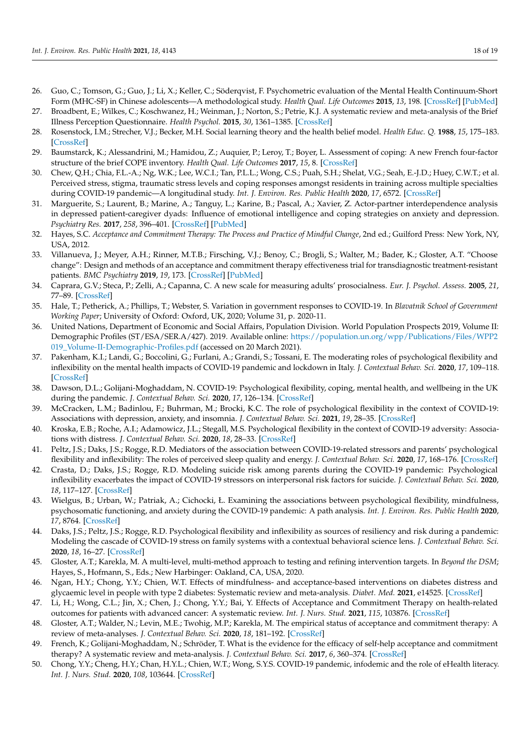26. Guo, C.; Tomson, G.; Guo, J.; Li, X.; Keller, C.; Söderqvist, F. Psychometric evaluation of the Mental Health Continuum-Short Form (MHC-SF) in Chinese adolescents—A methodological study. *Health Qual. Life Outcomes* **2015**, *13*, 198. [CrossRef] [PubMed]
27. Broadbent, E.; Wilkes, C.; Koschwanez, H.; Weinman, J.; Norton, S.; Petrie, K.J. A systematic review and meta-analysis of the Brief Illness Perception Questionnaire. *Health Psychol.* **2015**, *30*, 1361–1385. [CrossRef]
28. Rosenstock, I.M.; Strecher, V.J.; Becker, M.H. Social learning theory and the health belief model. *Health Educ. Q.* **1988**, *15*, 175–183. [CrossRef]
29. Baumstarck, K.; Alessandrini, M.; Hamidou, Z.; Auquier, P.; Leroy, T.; Boyer, L. Assessment of coping: A new French four-factor structure of the brief COPE inventory. *Health Qual. Life Outcomes* **2017**, *15*, 8. [CrossRef]
30. Chew, Q.H.; Chia, F.L.-A.; Ng, W.K.; Lee, W.C.I.; Tan, P.L.L.; Wong, C.S.; Puah, S.H.; Shelat, V.G.; Seah, E.-J.D.; Huey, C.W.T.; et al. Perceived stress, stigma, traumatic stress levels and coping responses amongst residents in training across multiple specialties during COVID-19 pandemic—A longitudinal study. *Int. J. Environ. Res. Public Health* **2020**, *17*, 6572. [CrossRef]
31. Marguerite, S.; Laurent, B.; Marine, A.; Tanguy, L.; Karine, B.; Pascal, A.; Xavier, Z. Actor-partner interdependence analysis in depressed patient-caregiver dyads: Influence of emotional intelligence and coping strategies on anxiety and depression. *Psychiatry Res.* **2017**, *258*, 396–401. [CrossRef] [PubMed]
32. Hayes, S.C. *Acceptance and Commitment Therapy: The Process and Practice of Mindful Change*, 2nd ed.; Guilford Press: New York, NY, USA, 2012.
33. Villanueva, J.; Meyer, A.H.; Rinner, M.T.B.; Firsching, V.J.; Benoy, C.; Brogli, S.; Walter, M.; Bader, K.; Gloster, A.T. "Choose change": Design and methods of an acceptance and commitment therapy effectiveness trial for transdiagnostic treatment-resistant patients. *BMC Psychiatry* **2019**, *19*, 173. [CrossRef] [PubMed]
34. Caprara, G.V.; Steca, P.; Zelli, A.; Capanna, C. A new scale for measuring adults' prosocialness. *Eur. J. Psychol. Assess.* **2005**, *21*, 77–89. [CrossRef]
35. Hale, T.; Petherick, A.; Phillips, T.; Webster, S. Variation in government responses to COVID-19. In *Blavatnik School of Government Working Paper*; University of Oxford: Oxford, UK, 2020; Volume 31, p. 2020-11.
36. United Nations, Department of Economic and Social Affairs, Population Division. World Population Prospects 2019, Volume II: Demographic Profiles (ST/ESA/SER.A/427). 2019. Available online: https://population.un.org/wpp/Publications/Files/WPP2019_Volume-II-Demographic-Profiles.pdf (accessed on 20 March 2021).
37. Pakenham, K.I.; Landi, G.; Boccolini, G.; Furlani, A.; Grandi, S.; Tossani, E. The moderating roles of psychological flexibility and inflexibility on the mental health impacts of COVID-19 pandemic and lockdown in Italy. *J. Contextual Behav. Sci.* **2020**, *17*, 109–118. [CrossRef]
38. Dawson, D.L.; Golijani-Moghaddam, N. COVID-19: Psychological flexibility, coping, mental health, and wellbeing in the UK during the pandemic. *J. Contextual Behav. Sci.* **2020**, *17*, 126–134. [CrossRef]
39. McCracken, L.M.; Badinlou, F.; Buhrman, M.; Brocki, K.C. The role of psychological flexibility in the context of COVID-19: Associations with depression, anxiety, and insomnia. *J. Contextual Behav. Sci.* **2021**, *19*, 28–35. [CrossRef]
40. Kroska, E.B.; Roche, A.I.; Adamowicz, J.L.; Stegall, M.S. Psychological flexibility in the context of COVID-19 adversity: Associations with distress. *J. Contextual Behav. Sci.* **2020**, *18*, 28–33. [CrossRef]
41. Peltz, J.S.; Daks, J.S.; Rogge, R.D. Mediators of the association between COVID-19-related stressors and parents' psychological flexibility and inflexibility: The roles of perceived sleep quality and energy. *J. Contextual Behav. Sci.* **2020**, *17*, 168–176. [CrossRef]
42. Crasta, D.; Daks, J.S.; Rogge, R.D. Modeling suicide risk among parents during the COVID-19 pandemic: Psychological inflexibility exacerbates the impact of COVID-19 stressors on interpersonal risk factors for suicide. *J. Contextual Behav. Sci.* **2020**, *18*, 117–127. [CrossRef]
43. Wielgus, B.; Urban, W.; Patriak, A.; Cichocki, Ł. Examining the associations between psychological flexibility, mindfulness, psychosomatic functioning, and anxiety during the COVID-19 pandemic: A path analysis. *Int. J. Environ. Res. Public Health* **2020**, *17*, 8764. [CrossRef]
44. Daks, J.S.; Peltz, J.S.; Rogge, R.D. Psychological flexibility and inflexibility as sources of resiliency and risk during a pandemic: Modeling the cascade of COVID-19 stress on family systems with a contextual behavioral science lens. *J. Contextual Behav. Sci.* **2020**, *18*, 16–27. [CrossRef]
45. Gloster, A.T.; Karekla, M. A multi-level, multi-method approach to testing and refining intervention targets. In *Beyond the DSM*; Hayes, S., Hofmann, S., Eds.; New Harbinger: Oakland, CA, USA, 2020.
46. Ngan, H.Y.; Chong, Y.Y.; Chien, W.T. Effects of mindfulness- and acceptance-based interventions on diabetes distress and glycaemic level in people with type 2 diabetes: Systematic review and meta-analysis. *Diabet. Med.* **2021**, e14525. [CrossRef]
47. Li, H.; Wong, C.L.; Jin, X.; Chen, J.; Chong, Y.Y.; Bai, Y. Effects of Acceptance and Commitment Therapy on health-related outcomes for patients with advanced cancer: A systematic review. *Int. J. Nurs. Stud.* **2021**, *115*, 103876. [CrossRef]
48. Gloster, A.T.; Walder, N.; Levin, M.E.; Twohig, M.P.; Karekla, M. The empirical status of acceptance and commitment therapy: A review of meta-analyses. *J. Contextual Behav. Sci.* **2020**, *18*, 181–192. [CrossRef]
49. French, K.; Golijani-Moghaddam, N.; Schröder, T. What is the evidence for the efficacy of self-help acceptance and commitment therapy? A systematic review and meta-analysis. *J. Contextual Behav. Sci.* **2017**, *6*, 360–374. [CrossRef]
50. Chong, Y.Y.; Cheng, H.Y.; Chan, H.Y.L.; Chien, W.T.; Wong, S.Y.S. COVID-19 pandemic, infodemic and the role of eHealth literacy. *Int. J. Nurs. Stud.* **2020**, *108*, 103644. [CrossRef]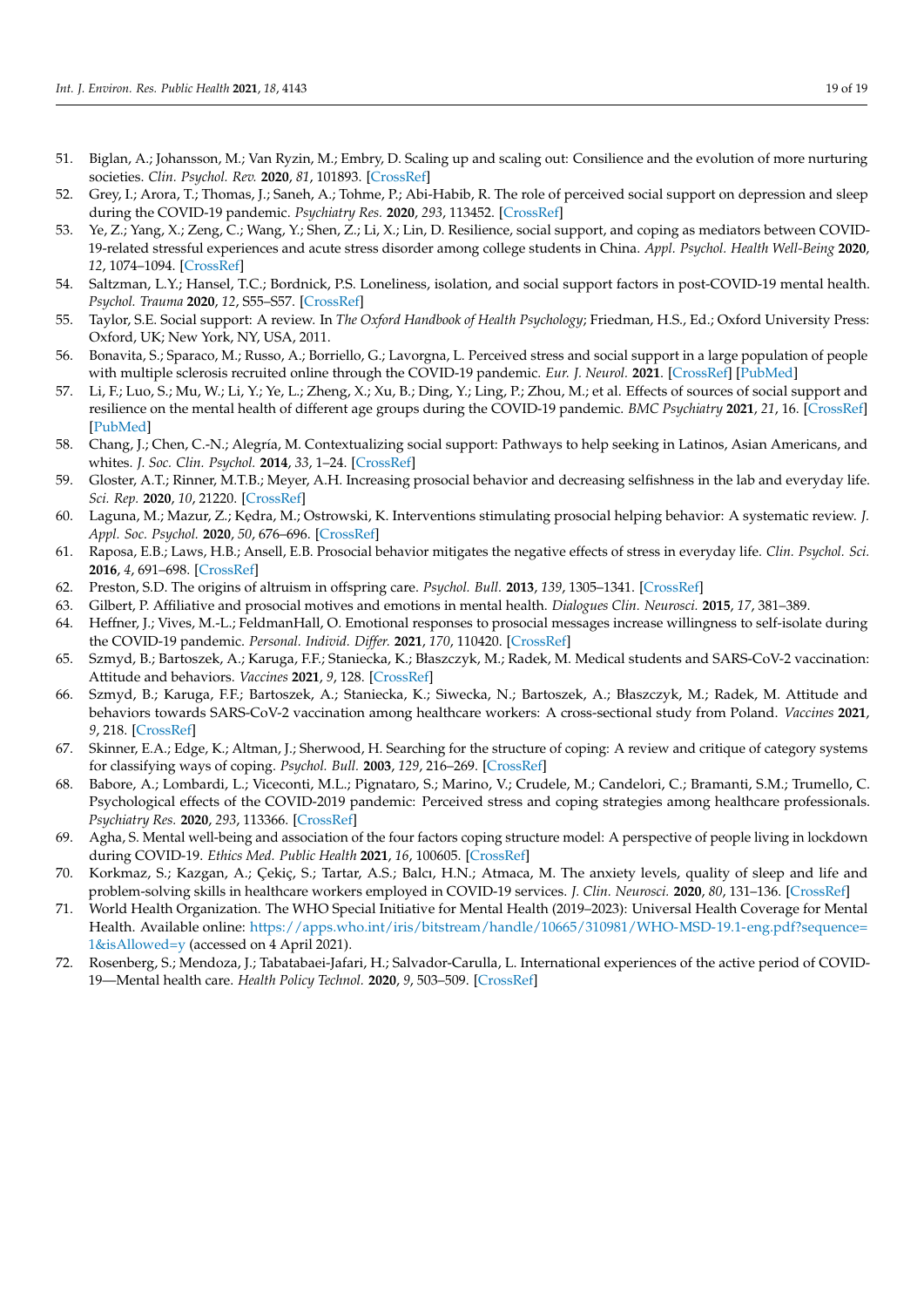51. Biglan, A.; Johansson, M.; Van Ryzin, M.; Embry, D. Scaling up and scaling out: Consilience and the evolution of more nurturing societies. *Clin. Psychol. Rev.* **2020**, *81*, 101893. [CrossRef]
52. Grey, I.; Arora, T.; Thomas, J.; Saneh, A.; Tohme, P.; Abi-Habib, R. The role of perceived social support on depression and sleep during the COVID-19 pandemic. *Psychiatry Res.* **2020**, *293*, 113452. [CrossRef]
53. Ye, Z.; Yang, X.; Zeng, C.; Wang, Y.; Shen, Z.; Li, X.; Lin, D. Resilience, social support, and coping as mediators between COVID-19-related stressful experiences and acute stress disorder among college students in China. *Appl. Psychol. Health Well-Being* **2020**, *12*, 1074–1094. [CrossRef]
54. Saltzman, L.Y.; Hansel, T.C.; Bordnick, P.S. Loneliness, isolation, and social support factors in post-COVID-19 mental health. *Psychol. Trauma* **2020**, *12*, S55–S57. [CrossRef]
55. Taylor, S.E. Social support: A review. In *The Oxford Handbook of Health Psychology*; Friedman, H.S., Ed.; Oxford University Press: Oxford, UK; New York, NY, USA, 2011.
56. Bonavita, S.; Sparaco, M.; Russo, A.; Borriello, G.; Lavorgna, L. Perceived stress and social support in a large population of people with multiple sclerosis recruited online through the COVID-19 pandemic. *Eur. J. Neurol.* **2021**. [CrossRef] [PubMed]
57. Li, F.; Luo, S.; Mu, W.; Li, Y.; Ye, L.; Zheng, X.; Xu, B.; Ding, Y.; Ling, P.; Zhou, M.; et al. Effects of sources of social support and resilience on the mental health of different age groups during the COVID-19 pandemic. *BMC Psychiatry* **2021**, *21*, 16. [CrossRef] [PubMed]
58. Chang, J.; Chen, C.-N.; Alegría, M. Contextualizing social support: Pathways to help seeking in Latinos, Asian Americans, and whites. *J. Soc. Clin. Psychol.* **2014**, *33*, 1–24. [CrossRef]
59. Gloster, A.T.; Rinner, M.T.B.; Meyer, A.H. Increasing prosocial behavior and decreasing selfishness in the lab and everyday life. *Sci. Rep.* **2020**, *10*, 21220. [CrossRef]
60. Laguna, M.; Mazur, Z.; Kędra, M.; Ostrowski, K. Interventions stimulating prosocial helping behavior: A systematic review. *J. Appl. Soc. Psychol.* **2020**, *50*, 676–696. [CrossRef]
61. Raposa, E.B.; Laws, H.B.; Ansell, E.B. Prosocial behavior mitigates the negative effects of stress in everyday life. *Clin. Psychol. Sci.* **2016**, *4*, 691–698. [CrossRef]
62. Preston, S.D. The origins of altruism in offspring care. *Psychol. Bull.* **2013**, *139*, 1305–1341. [CrossRef]
63. Gilbert, P. Affiliative and prosocial motives and emotions in mental health. *Dialogues Clin. Neurosci.* **2015**, *17*, 381–389.
64. Heffner, J.; Vives, M.-L.; FeldmanHall, O. Emotional responses to prosocial messages increase willingness to self-isolate during the COVID-19 pandemic. *Personal. Individ. Differ.* **2021**, *170*, 110420. [CrossRef]
65. Szmyd, B.; Bartoszek, A.; Karuga, F.F.; Staniecka, K.; Błaszczyk, M.; Radek, M. Medical students and SARS-CoV-2 vaccination: Attitude and behaviors. *Vaccines* **2021**, *9*, 128. [CrossRef]
66. Szmyd, B.; Karuga, F.F.; Bartoszek, A.; Staniecka, K.; Siwecka, N.; Bartoszek, A.; Błaszczyk, M.; Radek, M. Attitude and behaviors towards SARS-CoV-2 vaccination among healthcare workers: A cross-sectional study from Poland. *Vaccines* **2021**, *9*, 218. [CrossRef]
67. Skinner, E.A.; Edge, K.; Altman, J.; Sherwood, H. Searching for the structure of coping: A review and critique of category systems for classifying ways of coping. *Psychol. Bull.* **2003**, *129*, 216–269. [CrossRef]
68. Babore, A.; Lombardi, L.; Viceconti, M.L.; Pignataro, S.; Marino, V.; Crudele, M.; Candelori, C.; Bramanti, S.M.; Trumello, C. Psychological effects of the COVID-2019 pandemic: Perceived stress and coping strategies among healthcare professionals. *Psychiatry Res.* **2020**, *293*, 113366. [CrossRef]
69. Agha, S. Mental well-being and association of the four factors coping structure model: A perspective of people living in lockdown during COVID-19. *Ethics Med. Public Health* **2021**, *16*, 100605. [CrossRef]
70. Korkmaz, S.; Kazgan, A.; Çekiç, S.; Tartar, A.S.; Balcı, H.N.; Atmaca, M. The anxiety levels, quality of sleep and life and problem-solving skills in healthcare workers employed in COVID-19 services. *J. Clin. Neurosci.* **2020**, *80*, 131–136. [CrossRef]
71. World Health Organization. The WHO Special Initiative for Mental Health (2019–2023): Universal Health Coverage for Mental Health. Available online: https://apps.who.int/iris/bitstream/handle/10665/310981/WHO-MSD-19.1-eng.pdf?sequence=1&isAllowed=y (accessed on 4 April 2021).
72. Rosenberg, S.; Mendoza, J.; Tabatabaei-Jafari, H.; Salvador-Carulla, L. International experiences of the active period of COVID-19—Mental health care. *Health Policy Technol.* **2020**, *9*, 503–509. [CrossRef]